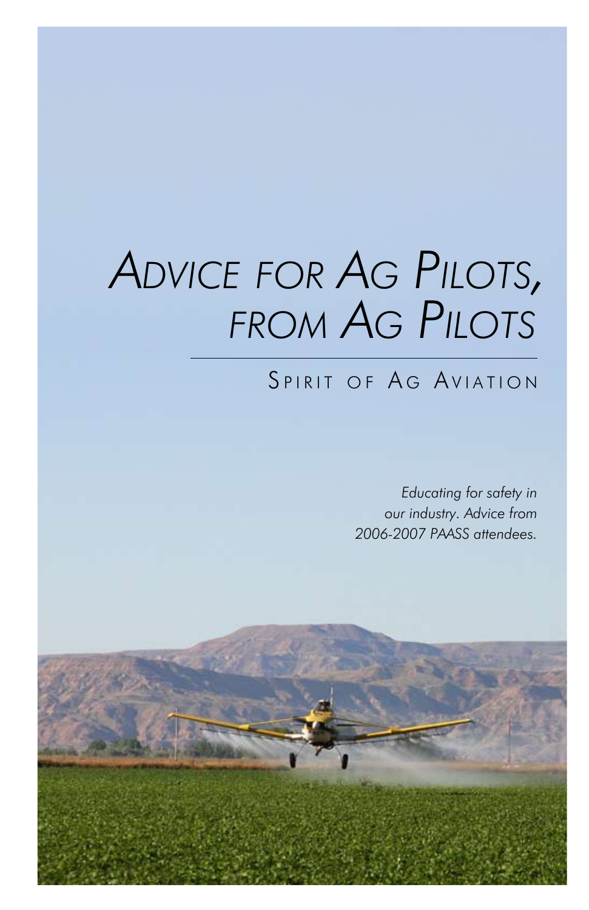# Advice for Ag Pilots, from Ag Pilots

## Spirit of Ag Aviation

*Educating for safety in our industry. Advice from 2006-2007 PAASS attendees.*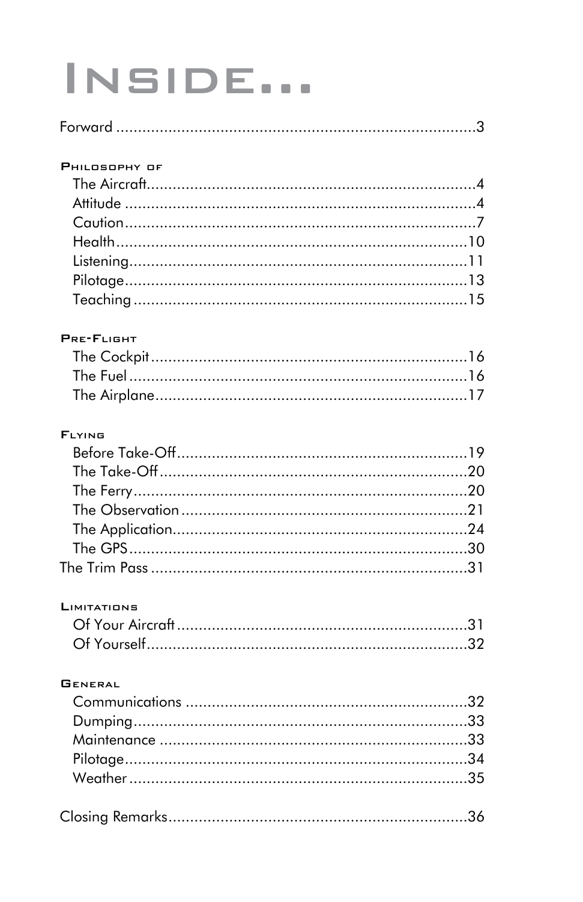# Inside...

Forward ....................................................................................3

**Philosophy of**

- The Aircraft....................................................................4
- Attitude ........................................................................4
- Caution .........................................................................7
- Health ...........................................................................10
- Listening .......................................................................11
- Pilotage ........................................................................13
- Teaching .......................................................................15

**Pre-Flight**

- The Cockpit ..................................................................16
- The Fuel .......................................................................16
- The Airplane .................................................................17

**Flying**

- Before Take-Off ............................................................19
- The Take-Off .................................................................20
- The Ferry ......................................................................20
- The Observation ...........................................................21
- The Application ............................................................24
- The GPS ........................................................................30

The Trim Pass .........................................................................31

**Limitations**

- Of Your Aircraft ............................................................31
- Of Yourself ....................................................................32

**General**

- Communications ...........................................................32
- Dumping .......................................................................33
- Maintenance .................................................................33
- Pilotage ........................................................................34
- Weather ........................................................................35

Closing Remarks .....................................................................36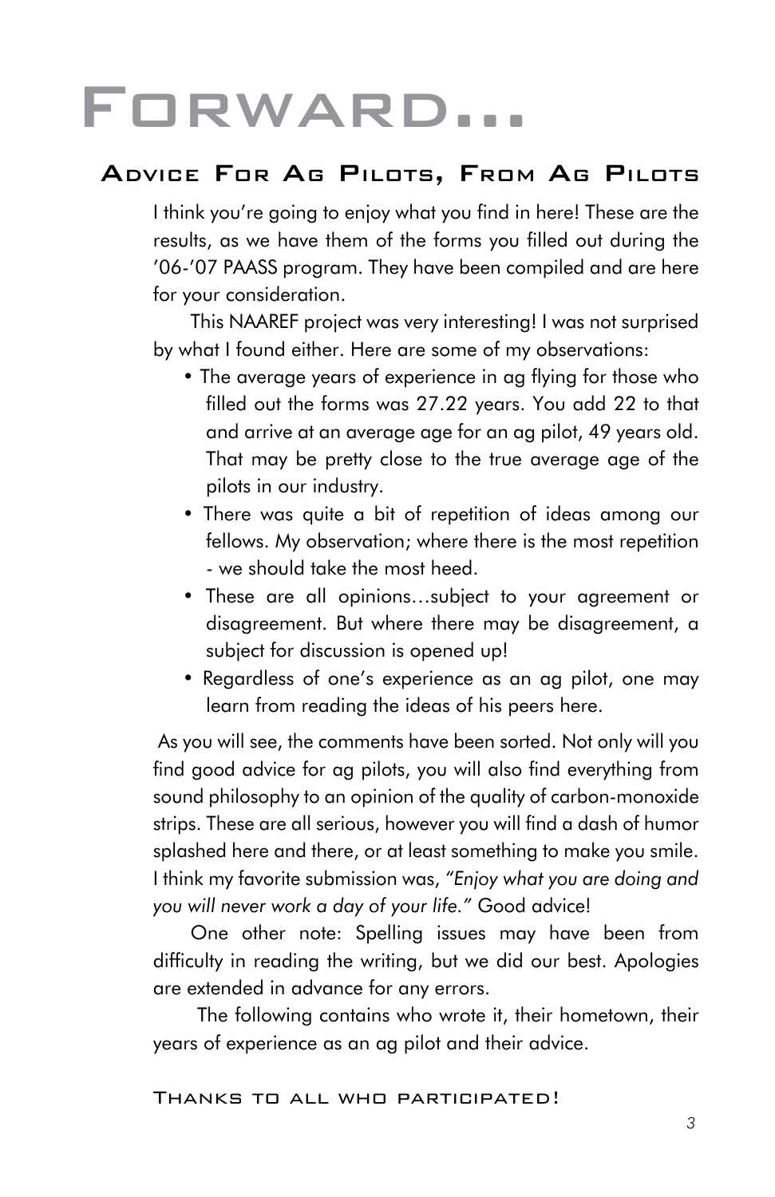# Forward...

## Advice For Ag Pilots, From Ag Pilots

I think you're going to enjoy what you find in here! These are the results, as we have them of the forms you filled out during the '06-'07 PAASS program. They have been compiled and are here for your consideration.

This NAAREF project was very interesting! I was not surprised by what I found either. Here are some of my observations:

- The average years of experience in ag flying for those who filled out the forms was 27.22 years. You add 22 to that and arrive at an average age for an ag pilot, 49 years old. That may be pretty close to the true average age of the pilots in our industry.
- There was quite a bit of repetition of ideas among our fellows. My observation; where there is the most repetition - we should take the most heed.
- These are all opinions…subject to your agreement or disagreement. But where there may be disagreement, a subject for discussion is opened up!
- Regardless of one's experience as an ag pilot, one may learn from reading the ideas of his peers here.

As you will see, the comments have been sorted. Not only will you find good advice for ag pilots, you will also find everything from sound philosophy to an opinion of the quality of carbon-monoxide strips. These are all serious, however you will find a dash of humor splashed here and there, or at least something to make you smile. I think my favorite submission was, *"Enjoy what you are doing and you will never work a day of your life."* Good advice!

One other note: Spelling issues may have been from difficulty in reading the writing, but we did our best. Apologies are extended in advance for any errors.

The following contains who wrote it, their hometown, their years of experience as an ag pilot and their advice.

Thanks to all who participated!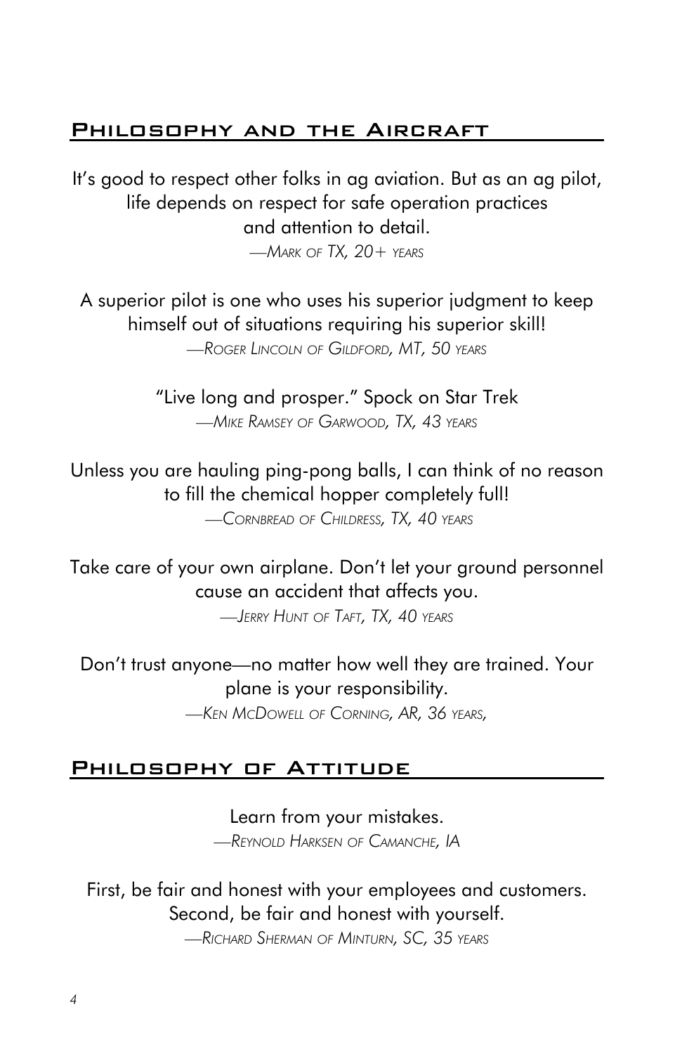## Philosophy and the Aircraft

It's good to respect other folks in ag aviation. But as an ag pilot, life depends on respect for safe operation practices and attention to detail.

*—Mark of TX, 20+ years*

A superior pilot is one who uses his superior judgment to keep himself out of situations requiring his superior skill!

*—Roger Lincoln of Gildford, MT, 50 years*

"Live long and prosper." Spock on Star Trek

*—Mike Ramsey of Garwood, TX, 43 years*

Unless you are hauling ping-pong balls, I can think of no reason to fill the chemical hopper completely full!

*—Cornbread of Childress, TX, 40 years*

Take care of your own airplane. Don't let your ground personnel cause an accident that affects you.

*—Jerry Hunt of Taft, TX, 40 years*

Don't trust anyone—no matter how well they are trained. Your plane is your responsibility.

*—Ken McDowell of Corning, AR, 36 years,*

## Philosophy of Attitude

Learn from your mistakes.

*—Reynold Harksen of Camanche, IA*

First, be fair and honest with your employees and customers. Second, be fair and honest with yourself.

*—Richard Sherman of Minturn, SC, 35 years*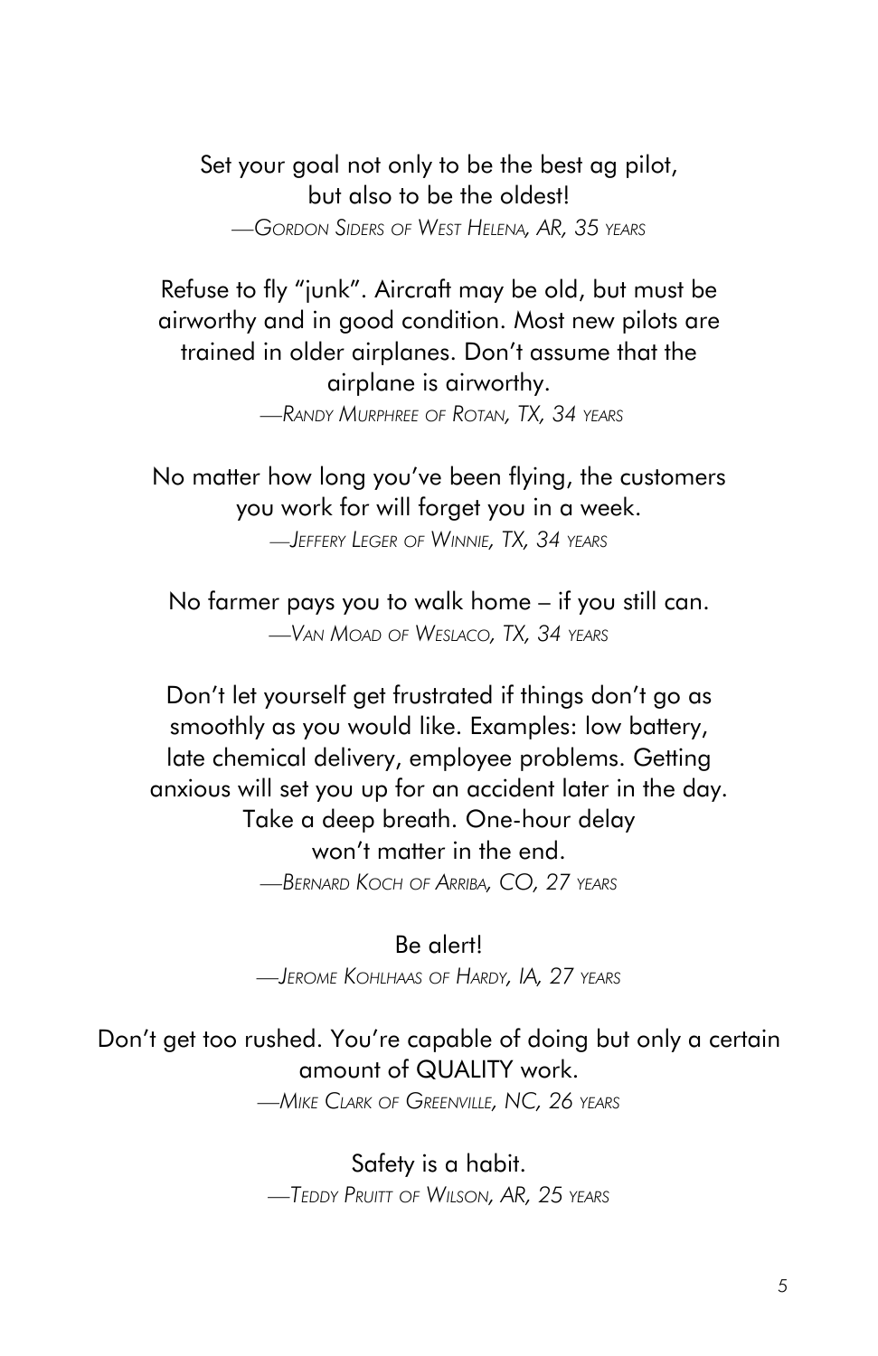Set your goal not only to be the best ag pilot, but also to be the oldest!

—*Gordon Siders of West Helena, AR, 35 years*

Refuse to fly "junk". Aircraft may be old, but must be airworthy and in good condition. Most new pilots are trained in older airplanes. Don't assume that the airplane is airworthy.

—*Randy Murphree of Rotan, TX, 34 years*

No matter how long you've been flying, the customers you work for will forget you in a week.

—*Jeffery Leger of Winnie, TX, 34 years*

No farmer pays you to walk home – if you still can.

—*Van Moad of Weslaco, TX, 34 years*

Don't let yourself get frustrated if things don't go as smoothly as you would like. Examples: low battery, late chemical delivery, employee problems. Getting anxious will set you up for an accident later in the day. Take a deep breath. One-hour delay won't matter in the end.

—*Bernard Koch of Arriba, CO, 27 years*

Be alert!

—*Jerome Kohlhaas of Hardy, IA, 27 years*

Don't get too rushed. You're capable of doing but only a certain amount of QUALITY work.

—*Mike Clark of Greenville, NC, 26 years*

Safety is a habit.

—*Teddy Pruitt of Wilson, AR, 25 years*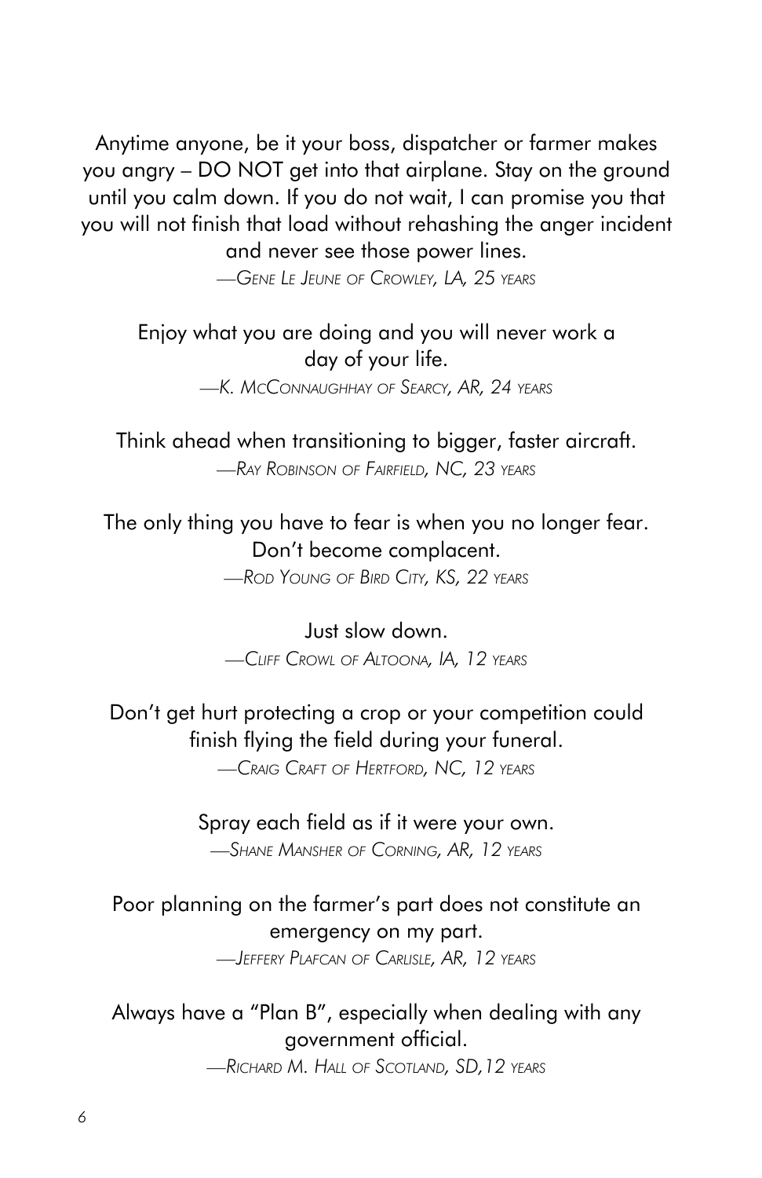Anytime anyone, be it your boss, dispatcher or farmer makes you angry – DO NOT get into that airplane. Stay on the ground until you calm down. If you do not wait, I can promise you that you will not finish that load without rehashing the anger incident and never see those power lines.

*—Gene Le Jeune of Crowley, LA, 25 years*

Enjoy what you are doing and you will never work a day of your life.

*—K. McConnaughhay of Searcy, AR, 24 years*

Think ahead when transitioning to bigger, faster aircraft.

*—Ray Robinson of Fairfield, NC, 23 years*

The only thing you have to fear is when you no longer fear. Don't become complacent.

*—Rod Young of Bird City, KS, 22 years*

Just slow down.

*—Cliff Crowl of Altoona, IA, 12 years*

Don't get hurt protecting a crop or your competition could finish flying the field during your funeral.

*—Craig Craft of Hertford, NC, 12 years*

Spray each field as if it were your own.

*—Shane Mansher of Corning, AR, 12 years*

Poor planning on the farmer's part does not constitute an emergency on my part.

*—Jeffery Plafcan of Carlisle, AR, 12 years*

Always have a "Plan B", especially when dealing with any government official.

*—Richard M. Hall of Scotland, SD,12 years*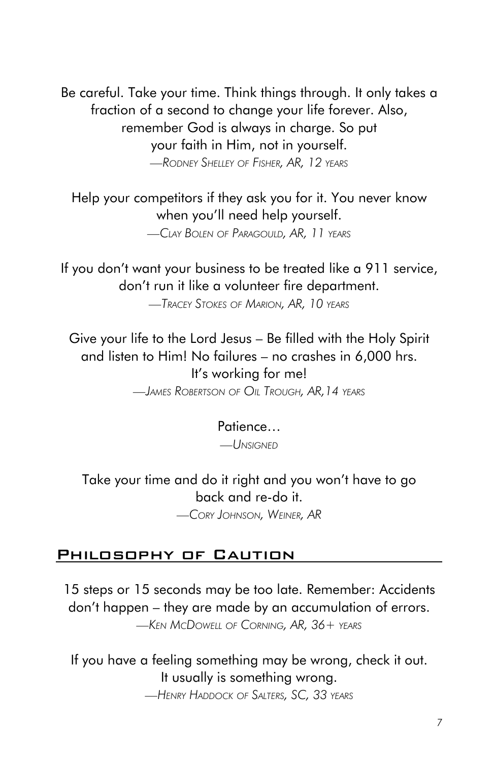Be careful. Take your time. Think things through. It only takes a fraction of a second to change your life forever. Also, remember God is always in charge. So put your faith in Him, not in yourself.

*—Rodney Shelley of Fisher, AR, 12 years*

Help your competitors if they ask you for it. You never know when you'll need help yourself.

*—Clay Bolen of Paragould, AR, 11 years*

If you don't want your business to be treated like a 911 service, don't run it like a volunteer fire department.

*—Tracey Stokes of Marion, AR, 10 years*

Give your life to the Lord Jesus – Be filled with the Holy Spirit and listen to Him! No failures – no crashes in 6,000 hrs. It's working for me!

*—James Robertson of Oil Trough, AR,14 years*

Patience…

*—Unsigned*

Take your time and do it right and you won't have to go back and re-do it.

*—Cory Johnson, Weiner, AR*

## Philosophy of Caution

15 steps or 15 seconds may be too late. Remember: Accidents don't happen – they are made by an accumulation of errors.

*—Ken McDowell of Corning, AR, 36+ years*

If you have a feeling something may be wrong, check it out. It usually is something wrong.

*—Henry Haddock of Salters, SC, 33 years*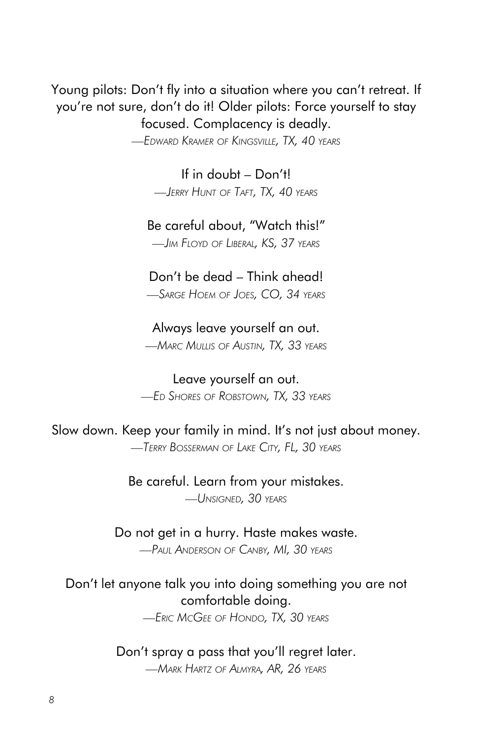Young pilots: Don't fly into a situation where you can't retreat. If you're not sure, don't do it! Older pilots: Force yourself to stay focused. Complacency is deadly.

—*Edward Kramer of Kingsville, TX, 40 years*

If in doubt – Don't!

—*Jerry Hunt of Taft, TX, 40 years*

Be careful about, "Watch this!"

—*Jim Floyd of Liberal, KS, 37 years*

Don't be dead – Think ahead!

—*Sarge Hoem of Joes, CO, 34 years*

Always leave yourself an out.

—*Marc Mullis of Austin, TX, 33 years*

Leave yourself an out.

—*Ed Shores of Robstown, TX, 33 years*

Slow down. Keep your family in mind. It's not just about money.

—*Terry Bosserman of Lake City, FL, 30 years*

Be careful. Learn from your mistakes.

—*Unsigned, 30 years*

Do not get in a hurry. Haste makes waste.

—*Paul Anderson of Canby, MI, 30 years*

Don't let anyone talk you into doing something you are not comfortable doing.

—*Eric McGee of Hondo, TX, 30 years*

Don't spray a pass that you'll regret later.

—*Mark Hartz of Almyra, AR, 26 years*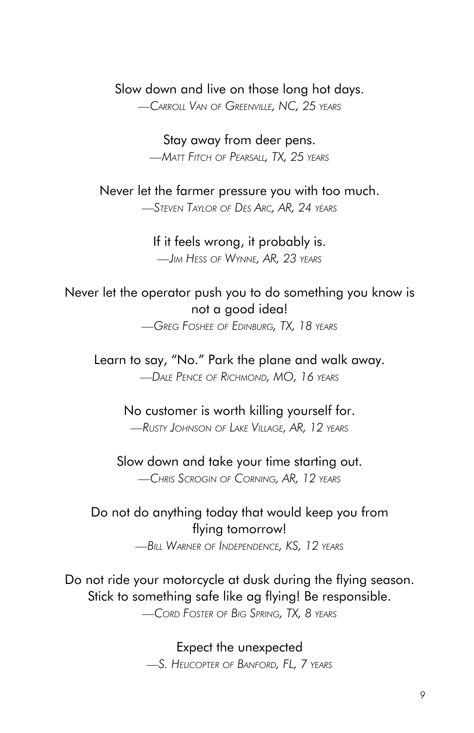Slow down and live on those long hot days.

*—Carroll Van of Greenville, NC, 25 years*

Stay away from deer pens.

*—Matt Fitch of Pearsall, TX, 25 years*

Never let the farmer pressure you with too much.

*—Steven Taylor of Des Arc, AR, 24 years*

If it feels wrong, it probably is.

*—Jim Hess of Wynne, AR, 23 years*

Never let the operator push you to do something you know is not a good idea!

*—Greg Foshee of Edinburg, TX, 18 years*

Learn to say, "No." Park the plane and walk away.

*—Dale Pence of Richmond, MO, 16 years*

No customer is worth killing yourself for.

*—Rusty Johnson of Lake Village, AR, 12 years*

Slow down and take your time starting out.

*—Chris Scrogin of Corning, AR, 12 years*

Do not do anything today that would keep you from flying tomorrow!

*—Bill Warner of Independence, KS, 12 years*

Do not ride your motorcycle at dusk during the flying season. Stick to something safe like ag flying! Be responsible.

*—Cord Foster of Big Spring, TX, 8 years*

Expect the unexpected

*—S. Helicopter of Banford, FL, 7 years*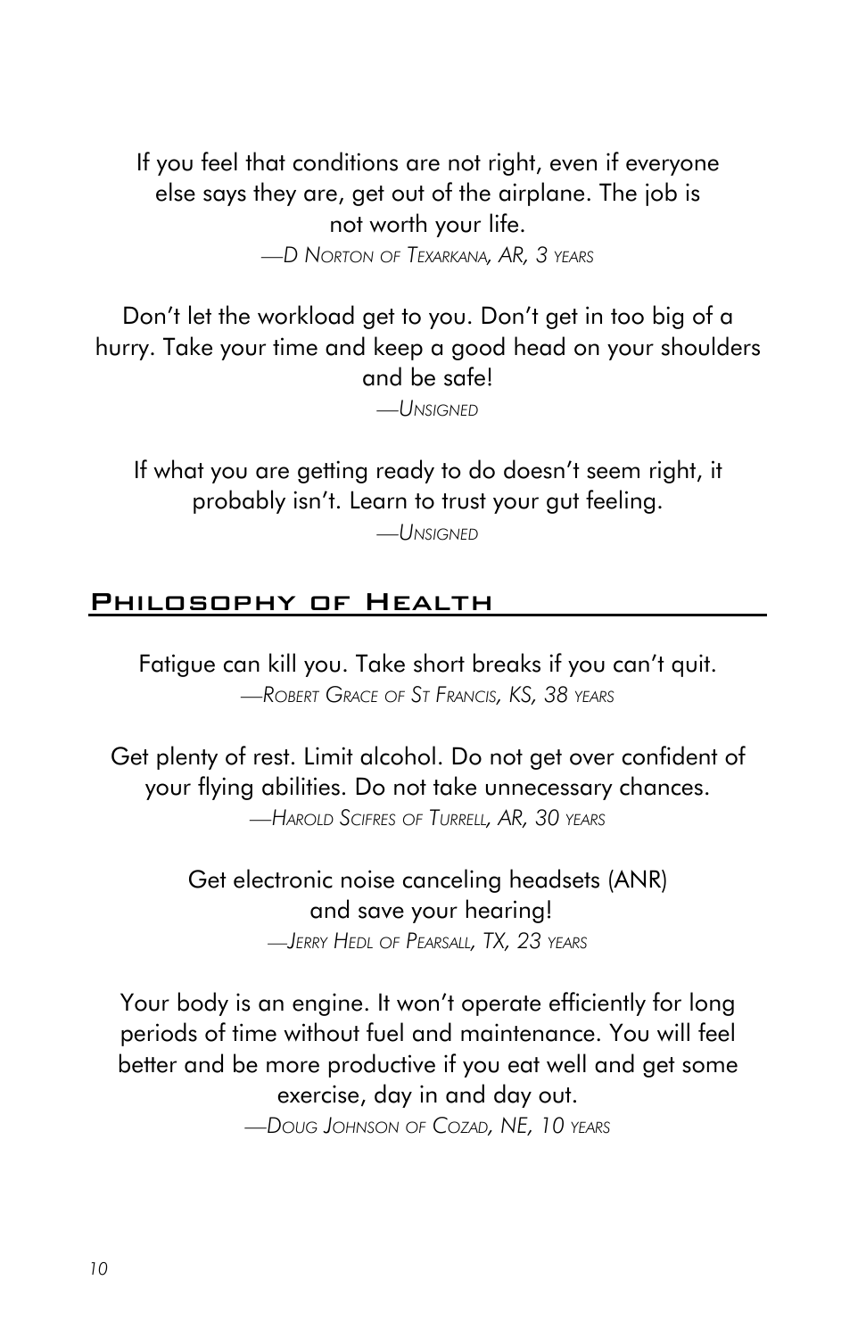If you feel that conditions are not right, even if everyone else says they are, get out of the airplane. The job is not worth your life.

—D Norton of Texarkana, AR, 3 years

Don't let the workload get to you. Don't get in too big of a hurry. Take your time and keep a good head on your shoulders and be safe!

—Unsigned

If what you are getting ready to do doesn't seem right, it probably isn't. Learn to trust your gut feeling.

—Unsigned

## Philosophy of Health

Fatigue can kill you. Take short breaks if you can't quit.

—Robert Grace of St Francis, KS, 38 years

Get plenty of rest. Limit alcohol. Do not get over confident of your flying abilities. Do not take unnecessary chances.

—Harold Scifres of Turrell, AR, 30 years

Get electronic noise canceling headsets (ANR) and save your hearing!

—Jerry Hedl of Pearsall, TX, 23 years

Your body is an engine. It won't operate efficiently for long periods of time without fuel and maintenance. You will feel better and be more productive if you eat well and get some exercise, day in and day out.

—Doug Johnson of Cozad, NE, 10 years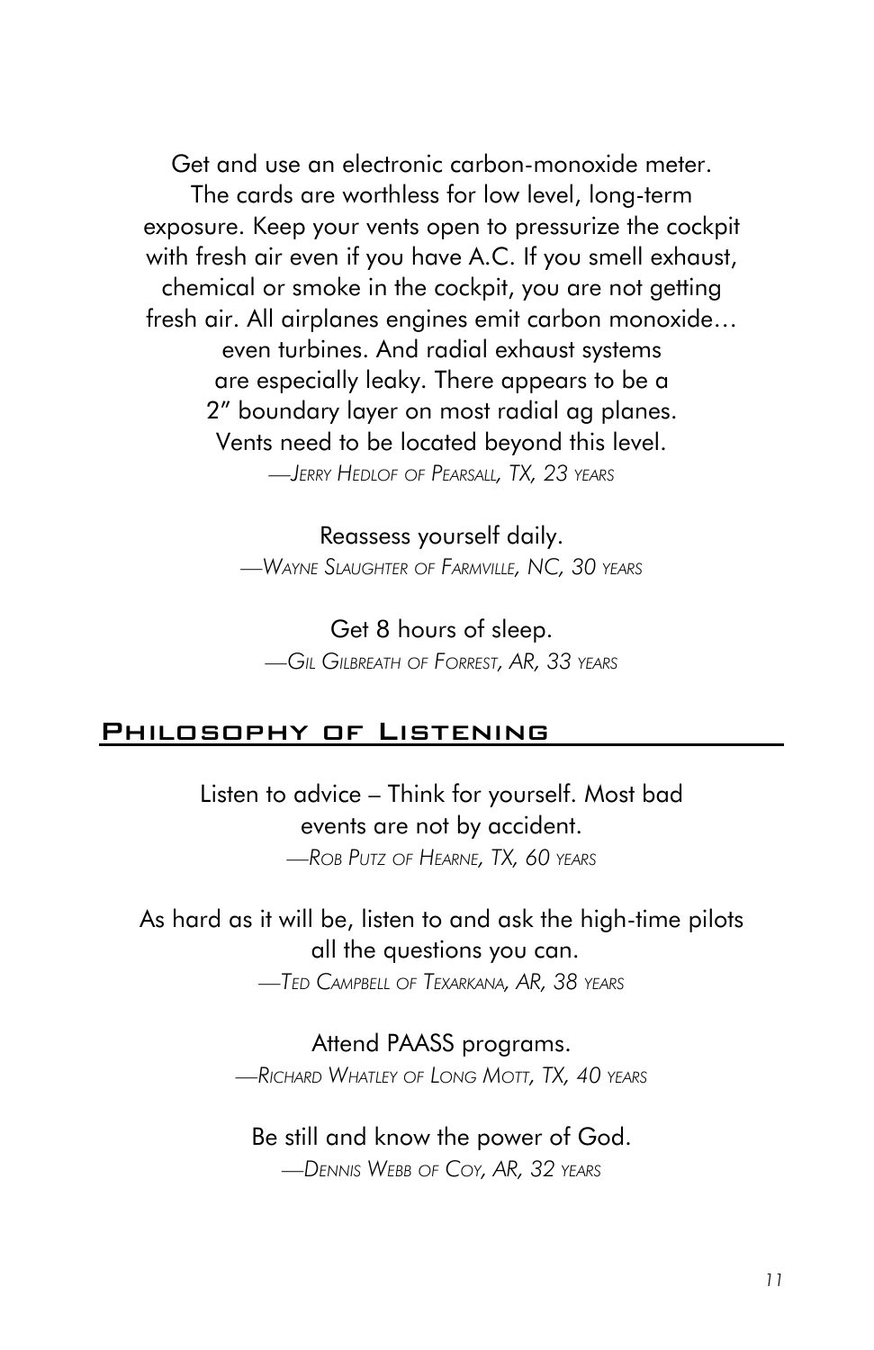Get and use an electronic carbon-monoxide meter. The cards are worthless for low level, long-term exposure. Keep your vents open to pressurize the cockpit with fresh air even if you have A.C. If you smell exhaust, chemical or smoke in the cockpit, you are not getting fresh air. All airplanes engines emit carbon monoxide… even turbines. And radial exhaust systems are especially leaky. There appears to be a 2" boundary layer on most radial ag planes. Vents need to be located beyond this level.

*—Jerry Hedlof of Pearsall, TX, 23 years*

Reassess yourself daily.

*—Wayne Slaughter of Farmville, NC, 30 years*

Get 8 hours of sleep.

*—Gil Gilbreath of Forrest, AR, 33 years*

## Philosophy of Listening

Listen to advice – Think for yourself. Most bad events are not by accident.

*—Rob Putz of Hearne, TX, 60 years*

As hard as it will be, listen to and ask the high-time pilots all the questions you can.

*—Ted Campbell of Texarkana, AR, 38 years*

Attend PAASS programs.

*—Richard Whatley of Long Mott, TX, 40 years*

Be still and know the power of God.

*—Dennis Webb of Coy, AR, 32 years*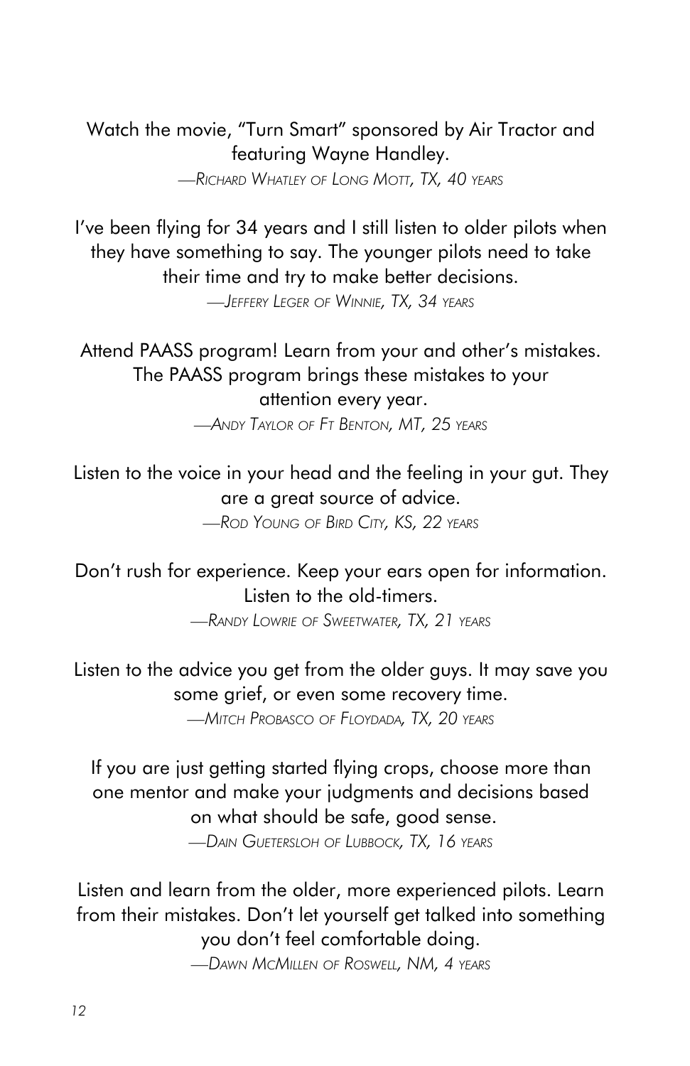Watch the movie, "Turn Smart" sponsored by Air Tractor and featuring Wayne Handley.

*—Richard Whatley of Long Mott, TX, 40 years*

I've been flying for 34 years and I still listen to older pilots when they have something to say. The younger pilots need to take their time and try to make better decisions.

*—Jeffery Leger of Winnie, TX, 34 years*

Attend PAASS program! Learn from your and other's mistakes. The PAASS program brings these mistakes to your attention every year.

*—Andy Taylor of Ft Benton, MT, 25 years*

Listen to the voice in your head and the feeling in your gut. They are a great source of advice.

*—Rod Young of Bird City, KS, 22 years*

Don't rush for experience. Keep your ears open for information. Listen to the old-timers.

*—Randy Lowrie of Sweetwater, TX, 21 years*

Listen to the advice you get from the older guys. It may save you some grief, or even some recovery time.

*—Mitch Probasco of Floydada, TX, 20 years*

If you are just getting started flying crops, choose more than one mentor and make your judgments and decisions based on what should be safe, good sense.

*—Dain Guetersloh of Lubbock, TX, 16 years*

Listen and learn from the older, more experienced pilots. Learn from their mistakes. Don't let yourself get talked into something you don't feel comfortable doing.

*—Dawn McMillen of Roswell, NM, 4 years*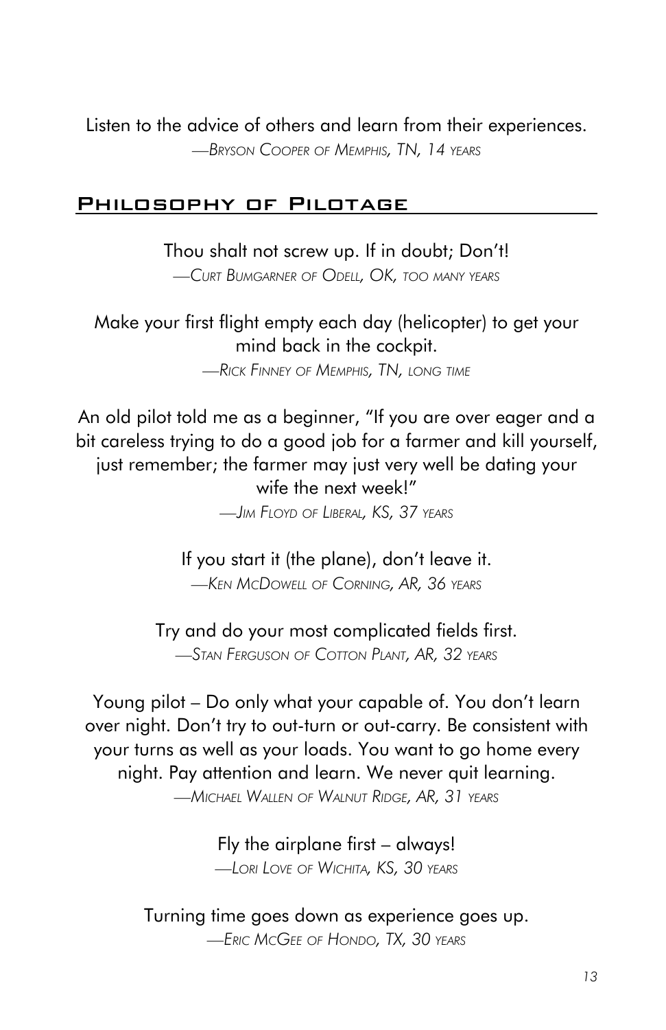Listen to the advice of others and learn from their experiences.

*—Bryson Cooper of Memphis, TN, 14 years*

## Philosophy of Pilotage

Thou shalt not screw up. If in doubt; Don't!

*—Curt Bumgarner of Odell, OK, too many years*

Make your first flight empty each day (helicopter) to get your mind back in the cockpit.

*—Rick Finney of Memphis, TN, long time*

An old pilot told me as a beginner, "If you are over eager and a bit careless trying to do a good job for a farmer and kill yourself, just remember; the farmer may just very well be dating your wife the next week!"

*—Jim Floyd of Liberal, KS, 37 years*

If you start it (the plane), don't leave it.

*—Ken McDowell of Corning, AR, 36 years*

Try and do your most complicated fields first.

*—Stan Ferguson of Cotton Plant, AR, 32 years*

Young pilot – Do only what your capable of. You don't learn over night. Don't try to out-turn or out-carry. Be consistent with your turns as well as your loads. You want to go home every night. Pay attention and learn. We never quit learning.

*—Michael Wallen of Walnut Ridge, AR, 31 years*

Fly the airplane first – always!

*—Lori Love of Wichita, KS, 30 years*

Turning time goes down as experience goes up.

*—Eric McGee of Hondo, TX, 30 years*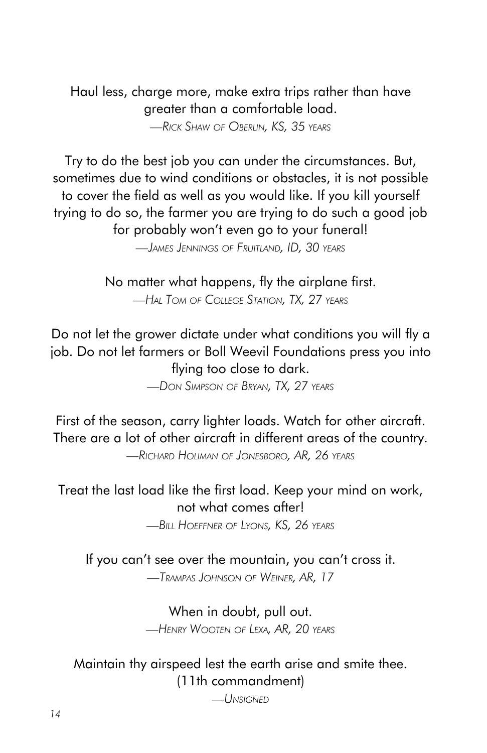Haul less, charge more, make extra trips rather than have greater than a comfortable load.

*—Rick Shaw of Oberlin, KS, 35 years*

Try to do the best job you can under the circumstances. But, sometimes due to wind conditions or obstacles, it is not possible to cover the field as well as you would like. If you kill yourself trying to do so, the farmer you are trying to do such a good job for probably won't even go to your funeral!

*—James Jennings of Fruitland, ID, 30 years*

No matter what happens, fly the airplane first.

*—Hal Tom of College Station, TX, 27 years*

Do not let the grower dictate under what conditions you will fly a job. Do not let farmers or Boll Weevil Foundations press you into flying too close to dark.

*—Don Simpson of Bryan, TX, 27 years*

First of the season, carry lighter loads. Watch for other aircraft. There are a lot of other aircraft in different areas of the country.

*—Richard Holiman of Jonesboro, AR, 26 years*

Treat the last load like the first load. Keep your mind on work, not what comes after!

*—Bill Hoeffner of Lyons, KS, 26 years*

If you can't see over the mountain, you can't cross it.

*—Trampas Johnson of Weiner, AR, 17*

When in doubt, pull out.

*—Henry Wooten of Lexa, AR, 20 years*

Maintain thy airspeed lest the earth arise and smite thee. (11th commandment)

*—Unsigned*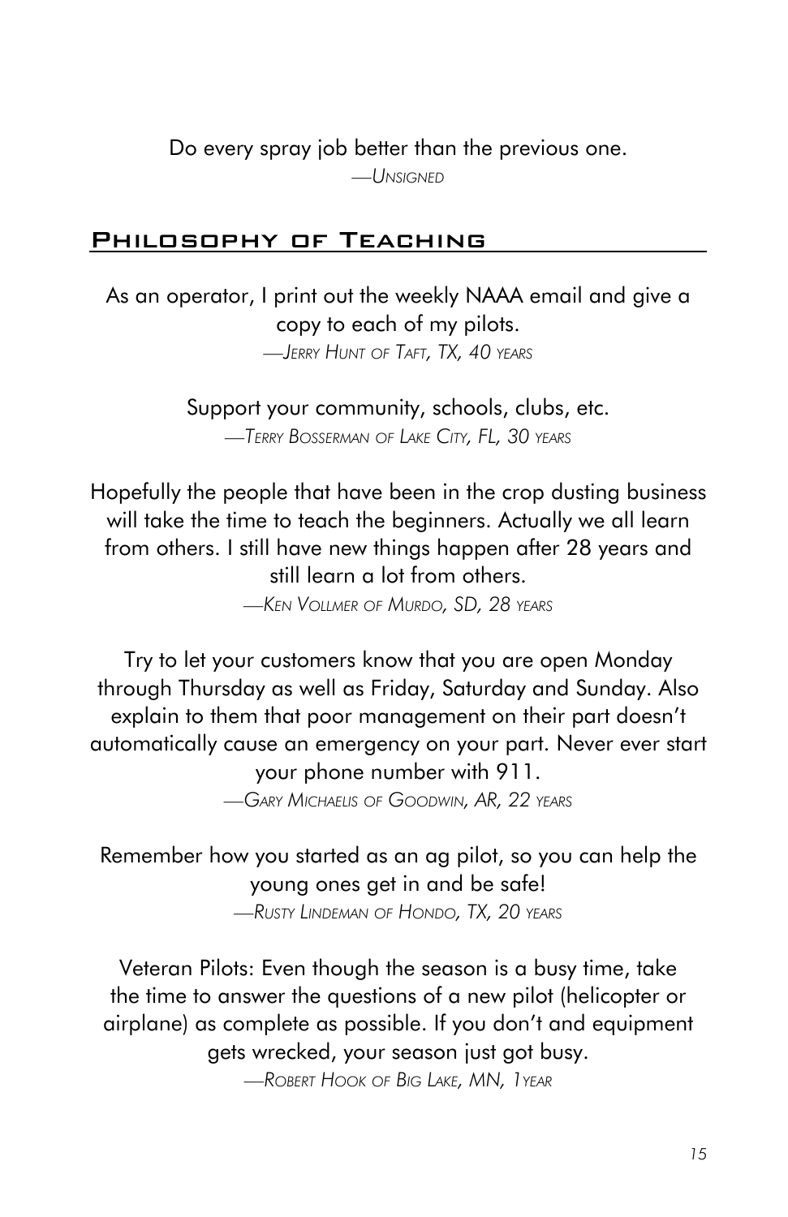Do every spray job better than the previous one.

—*Unsigned*

## Philosophy of Teaching

As an operator, I print out the weekly NAAA email and give a copy to each of my pilots.

—*Jerry Hunt of Taft, TX, 40 years*

Support your community, schools, clubs, etc.

—*Terry Bosserman of Lake City, FL, 30 years*

Hopefully the people that have been in the crop dusting business will take the time to teach the beginners. Actually we all learn from others. I still have new things happen after 28 years and still learn a lot from others.

—*Ken Vollmer of Murdo, SD, 28 years*

Try to let your customers know that you are open Monday through Thursday as well as Friday, Saturday and Sunday. Also explain to them that poor management on their part doesn't automatically cause an emergency on your part. Never ever start your phone number with 911.

—*Gary Michaelis of Goodwin, AR, 22 years*

Remember how you started as an ag pilot, so you can help the young ones get in and be safe!

—*Rusty Lindeman of Hondo, TX, 20 years*

Veteran Pilots: Even though the season is a busy time, take the time to answer the questions of a new pilot (helicopter or airplane) as complete as possible. If you don't and equipment gets wrecked, your season just got busy.

—*Robert Hook of Big Lake, MN, 1year*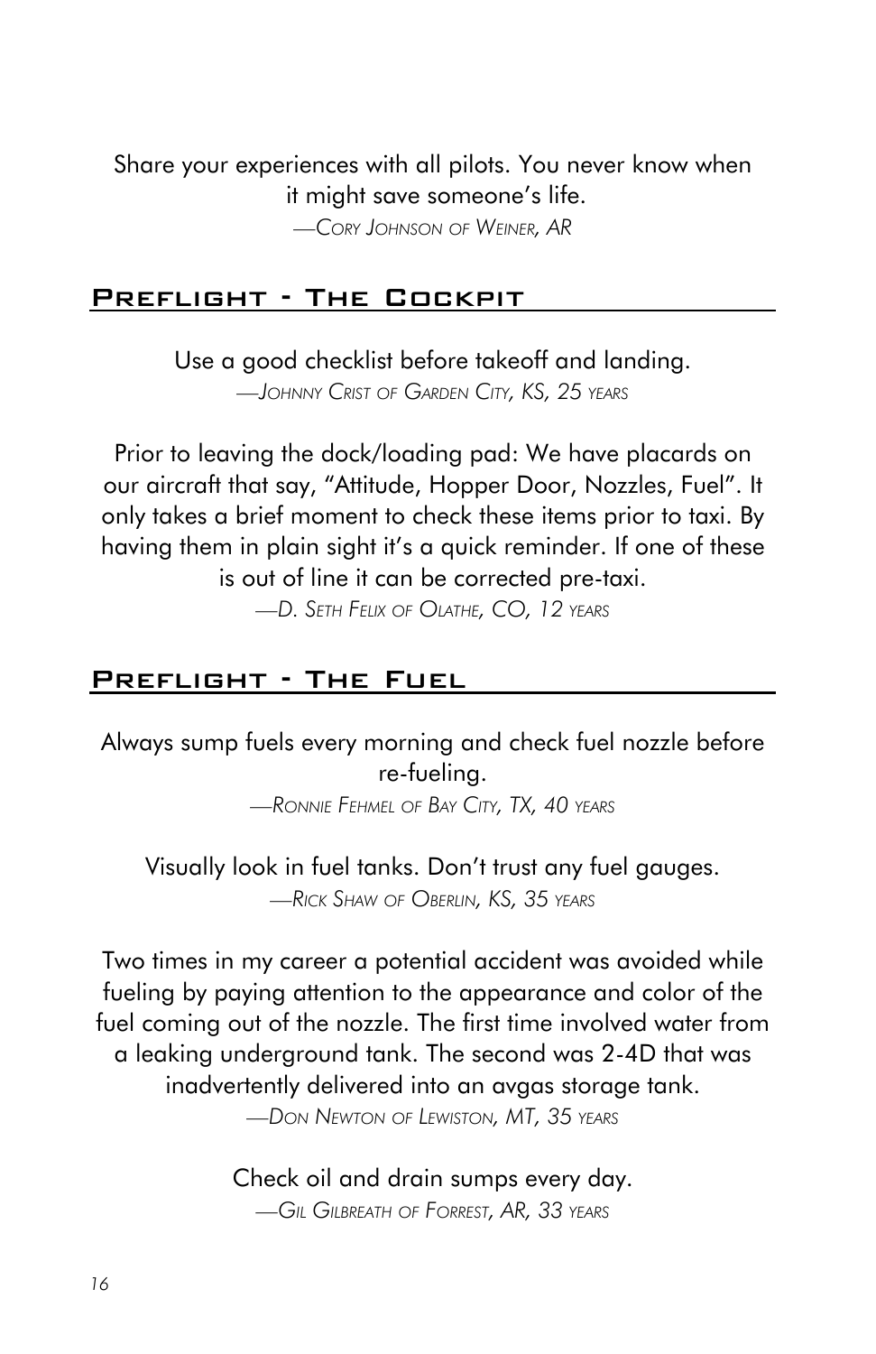Share your experiences with all pilots. You never know when it might save someone's life.

—*Cory Johnson of Weiner, AR*

## Preflight - The Cockpit

Use a good checklist before takeoff and landing.

—*Johnny Crist of Garden City, KS, 25 years*

Prior to leaving the dock/loading pad: We have placards on our aircraft that say, "Attitude, Hopper Door, Nozzles, Fuel". It only takes a brief moment to check these items prior to taxi. By having them in plain sight it's a quick reminder. If one of these is out of line it can be corrected pre-taxi.

—*D. Seth Felix of Olathe, CO, 12 years*

## Preflight - The Fuel

Always sump fuels every morning and check fuel nozzle before re-fueling.

—*Ronnie Fehmel of Bay City, TX, 40 years*

Visually look in fuel tanks. Don't trust any fuel gauges.

—*Rick Shaw of Oberlin, KS, 35 years*

Two times in my career a potential accident was avoided while fueling by paying attention to the appearance and color of the fuel coming out of the nozzle. The first time involved water from a leaking underground tank. The second was 2-4D that was inadvertently delivered into an avgas storage tank.

—*Don Newton of Lewiston, MT, 35 years*

Check oil and drain sumps every day.

—*Gil Gilbreath of Forrest, AR, 33 years*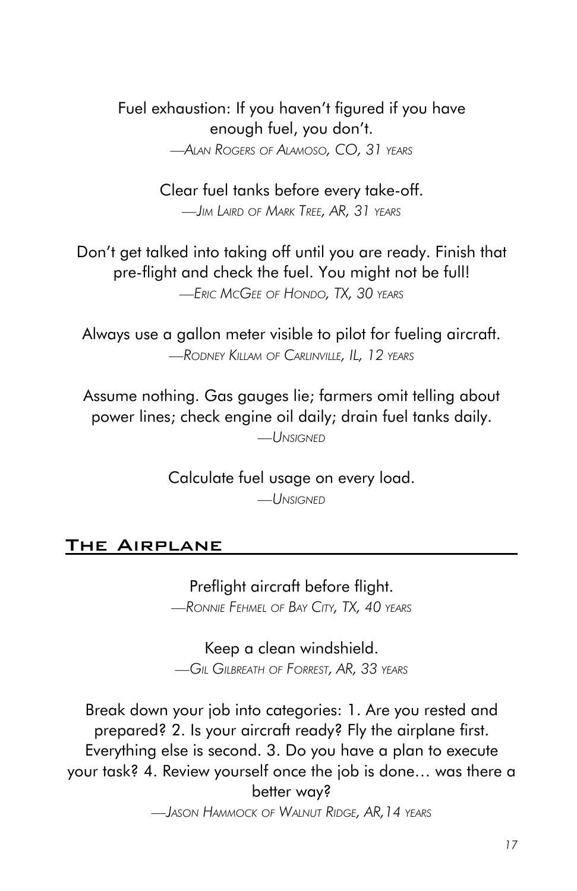Fuel exhaustion: If you haven't figured if you have enough fuel, you don't.

—*Alan Rogers of Alamoso, CO, 31 years*

Clear fuel tanks before every take-off.

—*Jim Laird of Mark Tree, AR, 31 years*

Don't get talked into taking off until you are ready. Finish that pre-flight and check the fuel. You might not be full!

—*Eric McGee of Hondo, TX, 30 years*

Always use a gallon meter visible to pilot for fueling aircraft.

—*Rodney Killam of Carlinville, IL, 12 years*

Assume nothing. Gas gauges lie; farmers omit telling about power lines; check engine oil daily; drain fuel tanks daily.

—*Unsigned*

Calculate fuel usage on every load.

—*Unsigned*

## The Airplane

Preflight aircraft before flight.

—*Ronnie Fehmel of Bay City, TX, 40 years*

Keep a clean windshield.

—*Gil Gilbreath of Forrest, AR, 33 years*

Break down your job into categories: 1. Are you rested and prepared? 2. Is your aircraft ready? Fly the airplane first. Everything else is second. 3. Do you have a plan to execute your task? 4. Review yourself once the job is done… was there a better way?

—*Jason Hammock of Walnut Ridge, AR,14 years*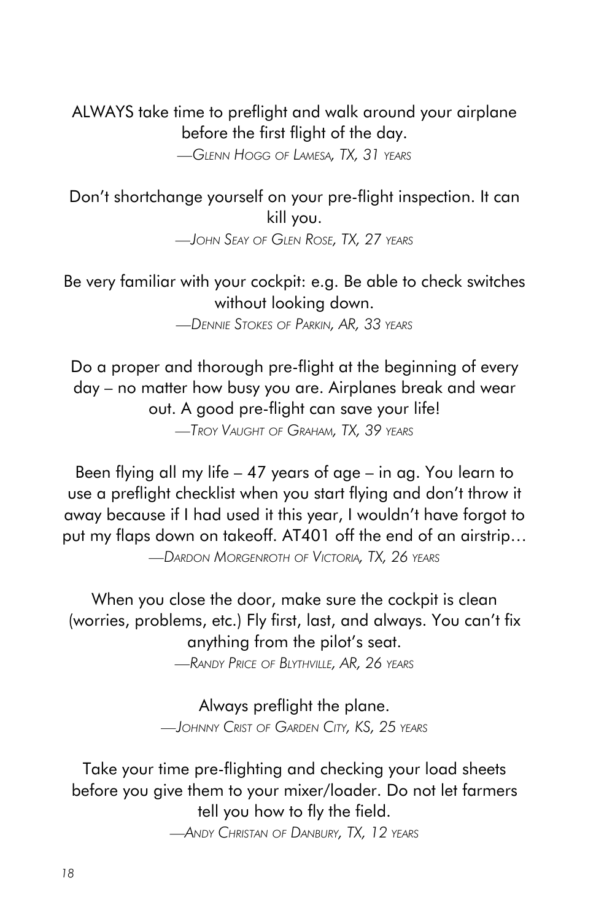ALWAYS take time to preflight and walk around your airplane before the first flight of the day.

—*Glenn Hogg of Lamesa, TX, 31 years*

Don't shortchange yourself on your pre-flight inspection. It can kill you.

—*John Seay of Glen Rose, TX, 27 years*

Be very familiar with your cockpit: e.g. Be able to check switches without looking down.

—*Dennie Stokes of Parkin, AR, 33 years*

Do a proper and thorough pre-flight at the beginning of every day – no matter how busy you are. Airplanes break and wear out. A good pre-flight can save your life!

—*Troy Vaught of Graham, TX, 39 years*

Been flying all my life – 47 years of age – in ag. You learn to use a preflight checklist when you start flying and don't throw it away because if I had used it this year, I wouldn't have forgot to put my flaps down on takeoff. AT401 off the end of an airstrip…

—*Dardon Morgenroth of Victoria, TX, 26 years*

When you close the door, make sure the cockpit is clean (worries, problems, etc.) Fly first, last, and always. You can't fix anything from the pilot's seat.

—*Randy Price of Blythville, AR, 26 years*

Always preflight the plane.

—*Johnny Crist of Garden City, KS, 25 years*

Take your time pre-flighting and checking your load sheets before you give them to your mixer/loader. Do not let farmers tell you how to fly the field.

—*Andy Christan of Danbury, TX, 12 years*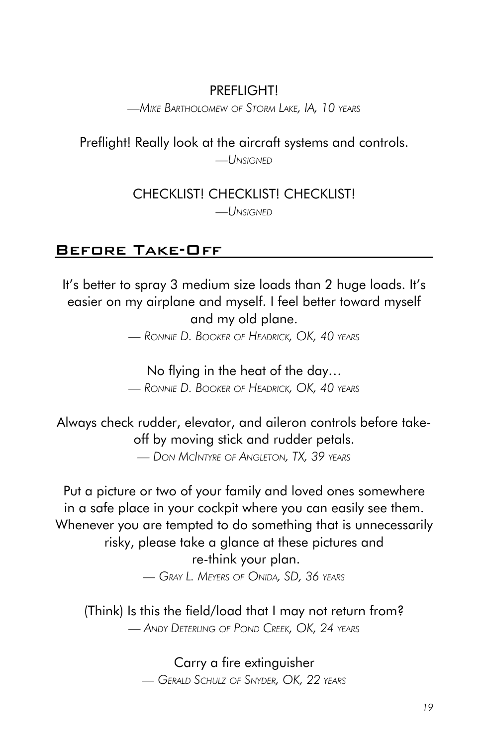PREFLIGHT!

*—Mike Bartholomew of Storm Lake, IA, 10 years*

Preflight! Really look at the aircraft systems and controls.

*—Unsigned*

CHECKLIST! CHECKLIST! CHECKLIST!

*—Unsigned*

## Before Take-Off

It's better to spray 3 medium size loads than 2 huge loads. It's easier on my airplane and myself. I feel better toward myself and my old plane.

*— Ronnie D. Booker of Headrick, OK, 40 years*

No flying in the heat of the day…

*— Ronnie D. Booker of Headrick, OK, 40 years*

Always check rudder, elevator, and aileron controls before take-off by moving stick and rudder petals.

*— Don McIntyre of Angleton, TX, 39 years*

Put a picture or two of your family and loved ones somewhere in a safe place in your cockpit where you can easily see them. Whenever you are tempted to do something that is unnecessarily risky, please take a glance at these pictures and re-think your plan.

*— Gray L. Meyers of Onida, SD, 36 years*

(Think) Is this the field/load that I may not return from?

*— Andy Deterling of Pond Creek, OK, 24 years*

Carry a fire extinguisher

*— Gerald Schulz of Snyder, OK, 22 years*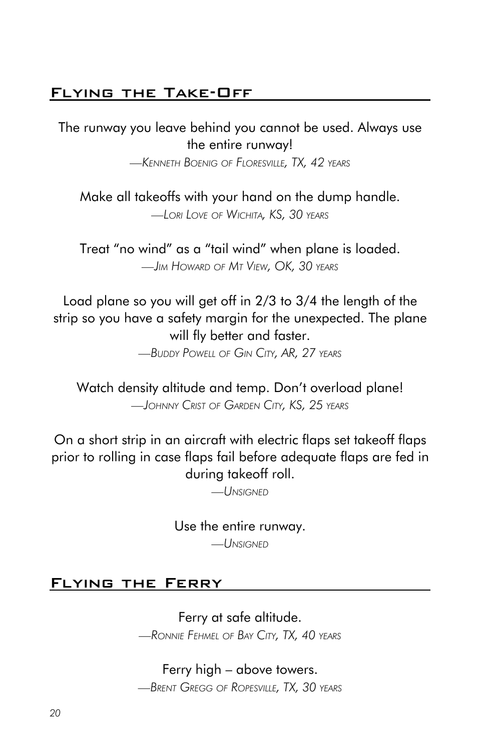## Flying the Take-Off

The runway you leave behind you cannot be used. Always use the entire runway!

—*Kenneth Boenig of Floresville, TX, 42 years*

Make all takeoffs with your hand on the dump handle.

—*Lori Love of Wichita, KS, 30 years*

Treat "no wind" as a "tail wind" when plane is loaded.

—*Jim Howard of Mt View, OK, 30 years*

Load plane so you will get off in 2/3 to 3/4 the length of the strip so you have a safety margin for the unexpected. The plane will fly better and faster.

—*Buddy Powell of Gin City, AR, 27 years*

Watch density altitude and temp. Don't overload plane!

—*Johnny Crist of Garden City, KS, 25 years*

On a short strip in an aircraft with electric flaps set takeoff flaps prior to rolling in case flaps fail before adequate flaps are fed in during takeoff roll.

—*Unsigned*

Use the entire runway.

—*Unsigned*

## Flying the Ferry

Ferry at safe altitude.

—*Ronnie Fehmel of Bay City, TX, 40 years*

Ferry high – above towers.

—*Brent Gregg of Ropesville, TX, 30 years*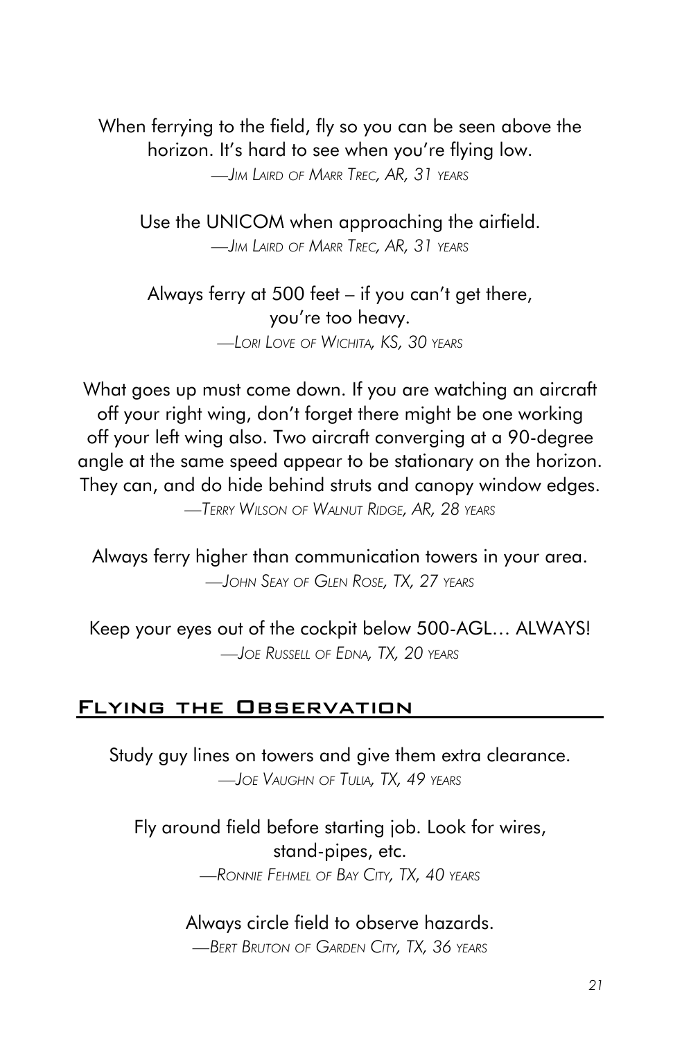When ferrying to the field, fly so you can be seen above the horizon. It's hard to see when you're flying low.

—*Jim Laird of Marr Trec, AR, 31 years*

Use the UNICOM when approaching the airfield.

—*Jim Laird of Marr Trec, AR, 31 years*

Always ferry at 500 feet – if you can't get there, you're too heavy.

—*Lori Love of Wichita, KS, 30 years*

What goes up must come down. If you are watching an aircraft off your right wing, don't forget there might be one working off your left wing also. Two aircraft converging at a 90-degree angle at the same speed appear to be stationary on the horizon. They can, and do hide behind struts and canopy window edges.

—*Terry Wilson of Walnut Ridge, AR, 28 years*

Always ferry higher than communication towers in your area.

—*John Seay of Glen Rose, TX, 27 years*

Keep your eyes out of the cockpit below 500-AGL… ALWAYS!

—*Joe Russell of Edna, TX, 20 years*

## Flying the Observation

Study guy lines on towers and give them extra clearance.

—*Joe Vaughn of Tulia, TX, 49 years*

Fly around field before starting job. Look for wires, stand-pipes, etc.

—*Ronnie Fehmel of Bay City, TX, 40 years*

Always circle field to observe hazards.

—*Bert Bruton of Garden City, TX, 36 years*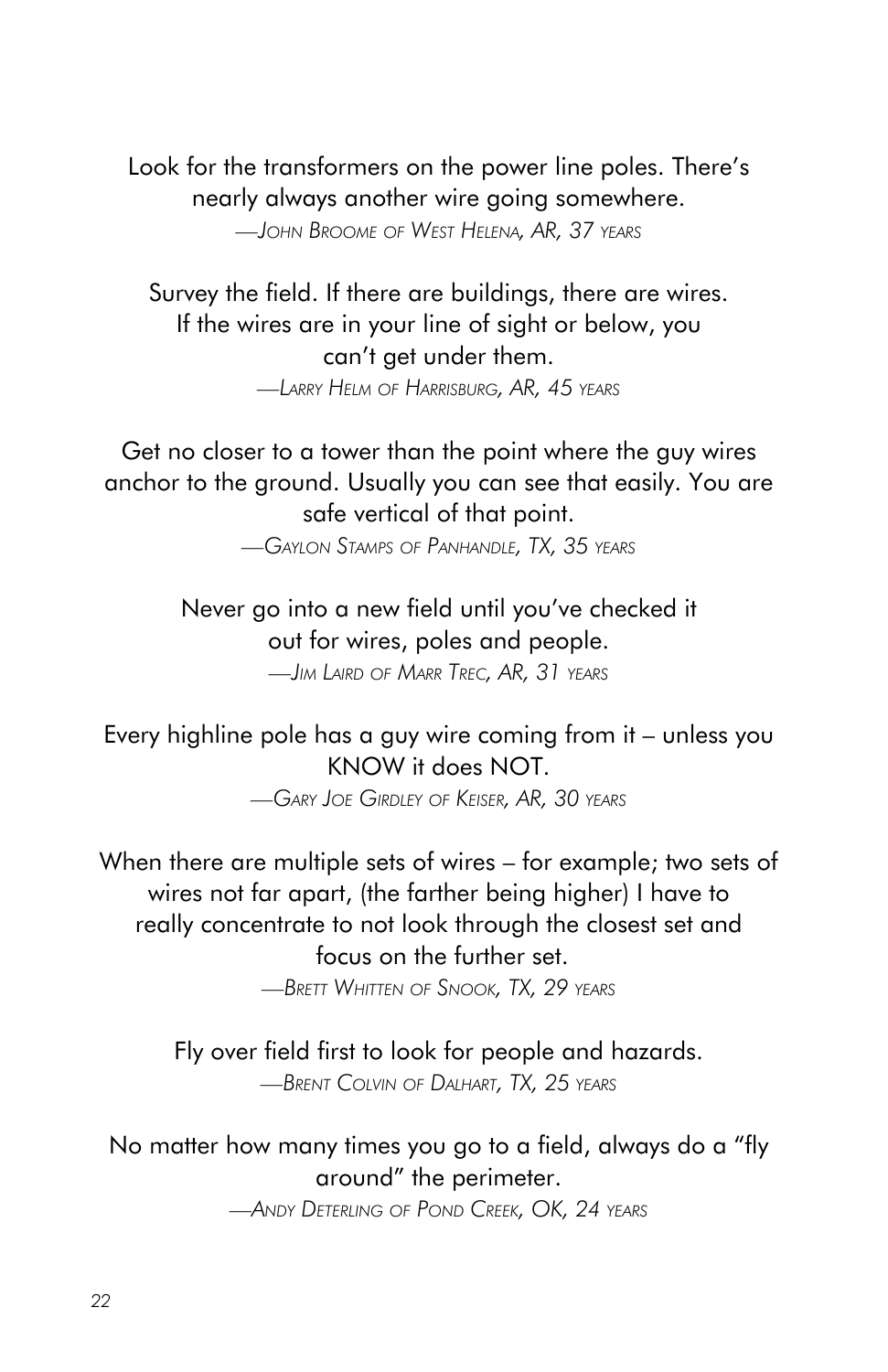Look for the transformers on the power line poles. There's nearly always another wire going somewhere.

*—John Broome of West Helena, AR, 37 years*

Survey the field. If there are buildings, there are wires. If the wires are in your line of sight or below, you can't get under them.

*—Larry Helm of Harrisburg, AR, 45 years*

Get no closer to a tower than the point where the guy wires anchor to the ground. Usually you can see that easily. You are safe vertical of that point.

*—Gaylon Stamps of Panhandle, TX, 35 years*

Never go into a new field until you've checked it out for wires, poles and people.

*—Jim Laird of Marr Trec, AR, 31 years*

Every highline pole has a guy wire coming from it – unless you KNOW it does NOT.

*—Gary Joe Girdley of Keiser, AR, 30 years*

When there are multiple sets of wires – for example; two sets of wires not far apart, (the farther being higher) I have to really concentrate to not look through the closest set and focus on the further set.

*—Brett Whitten of Snook, TX, 29 years*

Fly over field first to look for people and hazards.

*—Brent Colvin of Dalhart, TX, 25 years*

No matter how many times you go to a field, always do a "fly around" the perimeter.

*—Andy Deterling of Pond Creek, OK, 24 years*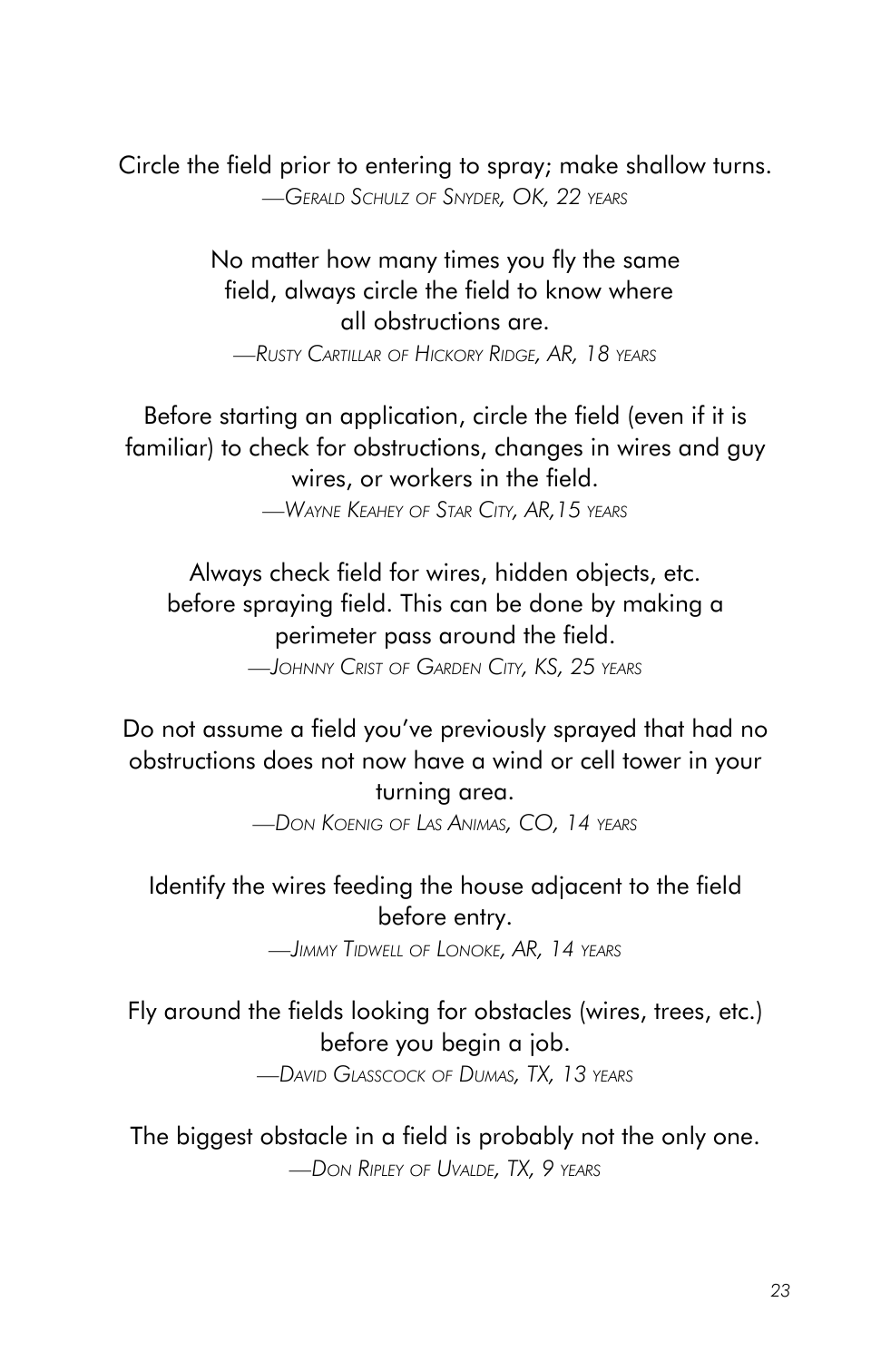Circle the field prior to entering to spray; make shallow turns.

*—Gerald Schulz of Snyder, OK, 22 years*

No matter how many times you fly the same field, always circle the field to know where all obstructions are.

*—Rusty Cartillar of Hickory Ridge, AR, 18 years*

Before starting an application, circle the field (even if it is familiar) to check for obstructions, changes in wires and guy wires, or workers in the field.

*—Wayne Keahey of Star City, AR,15 years*

Always check field for wires, hidden objects, etc. before spraying field. This can be done by making a perimeter pass around the field.

*—Johnny Crist of Garden City, KS, 25 years*

Do not assume a field you've previously sprayed that had no obstructions does not now have a wind or cell tower in your turning area.

*—Don Koenig of Las Animas, CO, 14 years*

Identify the wires feeding the house adjacent to the field before entry.

*—Jimmy Tidwell of Lonoke, AR, 14 years*

Fly around the fields looking for obstacles (wires, trees, etc.) before you begin a job.

*—David Glasscock of Dumas, TX, 13 years*

The biggest obstacle in a field is probably not the only one.

*—Don Ripley of Uvalde, TX, 9 years*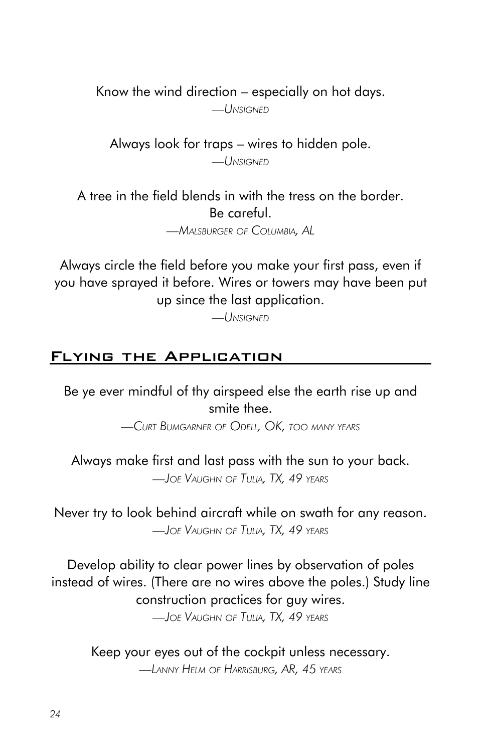Know the wind direction – especially on hot days.

—*Unsigned*

Always look for traps – wires to hidden pole.

—*Unsigned*

A tree in the field blends in with the tress on the border. Be careful.

—*Malsburger of Columbia, AL*

Always circle the field before you make your first pass, even if you have sprayed it before. Wires or towers may have been put up since the last application.

—*Unsigned*

## Flying the Application

Be ye ever mindful of thy airspeed else the earth rise up and smite thee.

—*Curt Bumgarner of Odell, OK, too many years*

Always make first and last pass with the sun to your back.

—*Joe Vaughn of Tulia, TX, 49 years*

Never try to look behind aircraft while on swath for any reason.

—*Joe Vaughn of Tulia, TX, 49 years*

Develop ability to clear power lines by observation of poles instead of wires. (There are no wires above the poles.) Study line construction practices for guy wires.

—*Joe Vaughn of Tulia, TX, 49 years*

Keep your eyes out of the cockpit unless necessary.

—*Lanny Helm of Harrisburg, AR, 45 years*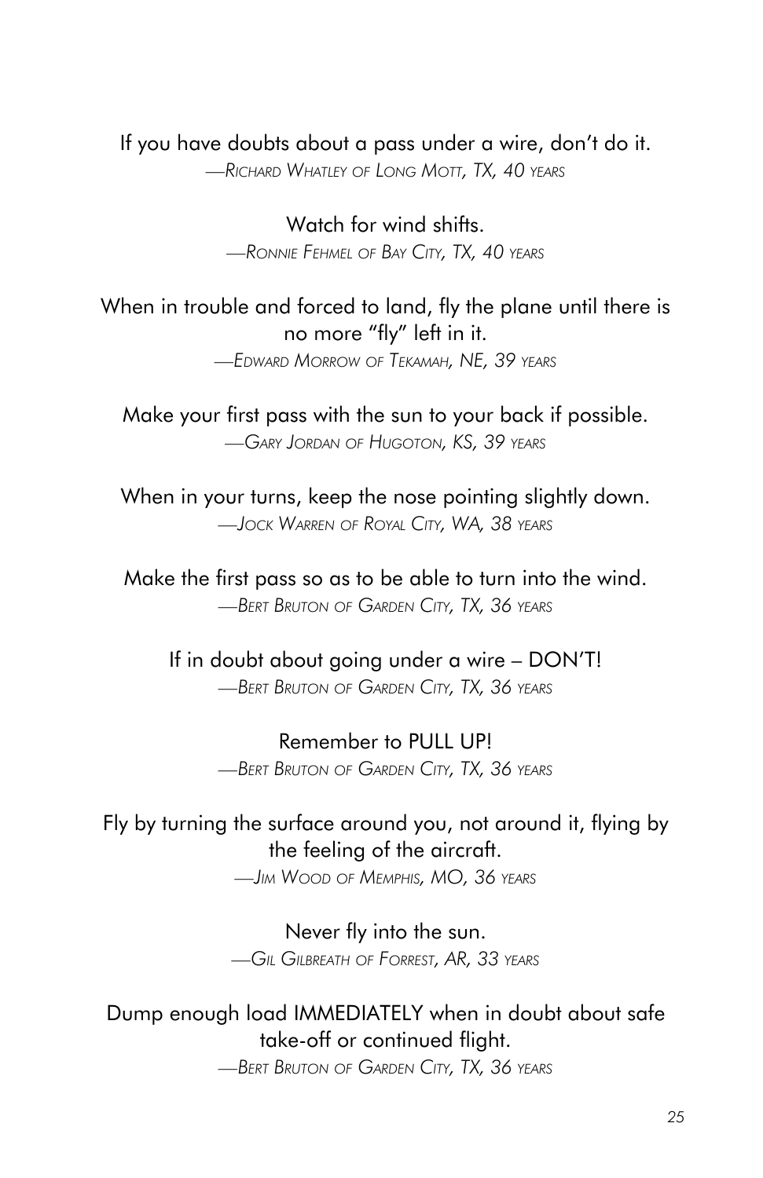If you have doubts about a pass under a wire, don't do it.

*—Richard Whatley of Long Mott, TX, 40 years*

Watch for wind shifts.

*—Ronnie Fehmel of Bay City, TX, 40 years*

When in trouble and forced to land, fly the plane until there is no more "fly" left in it.

*—Edward Morrow of Tekamah, NE, 39 years*

Make your first pass with the sun to your back if possible.

*—Gary Jordan of Hugoton, KS, 39 years*

When in your turns, keep the nose pointing slightly down.

*—Jock Warren of Royal City, WA, 38 years*

Make the first pass so as to be able to turn into the wind.

*—Bert Bruton of Garden City, TX, 36 years*

If in doubt about going under a wire – DON'T!

*—Bert Bruton of Garden City, TX, 36 years*

Remember to PULL UP!

*—Bert Bruton of Garden City, TX, 36 years*

Fly by turning the surface around you, not around it, flying by the feeling of the aircraft.

*—Jim Wood of Memphis, MO, 36 years*

Never fly into the sun.

*—Gil Gilbreath of Forrest, AR, 33 years*

Dump enough load IMMEDIATELY when in doubt about safe take-off or continued flight.

*—Bert Bruton of Garden City, TX, 36 years*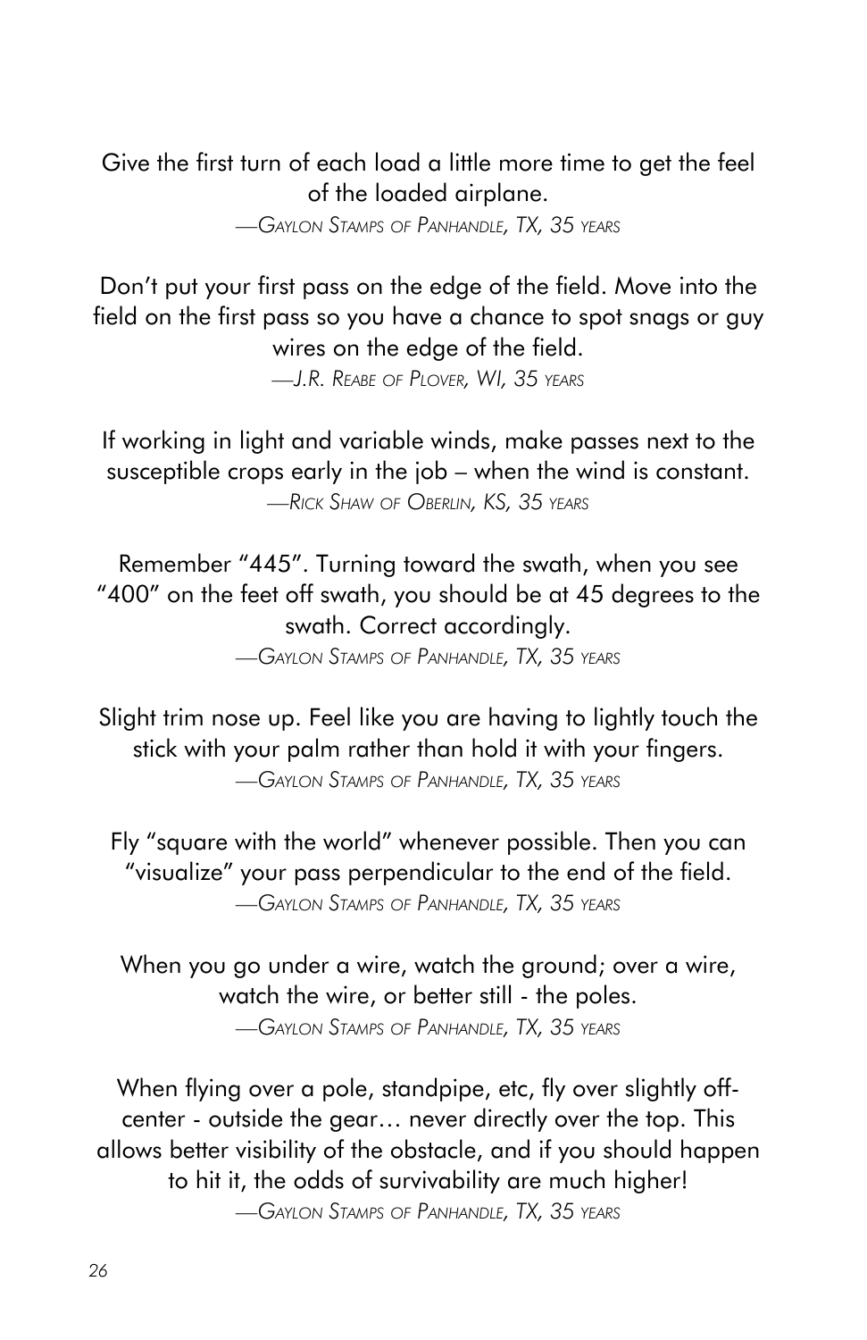Give the first turn of each load a little more time to get the feel of the loaded airplane.

—*Gaylon Stamps of Panhandle, TX, 35 years*

Don't put your first pass on the edge of the field. Move into the field on the first pass so you have a chance to spot snags or guy wires on the edge of the field.

—*J.R. Reabe of Plover, WI, 35 years*

If working in light and variable winds, make passes next to the susceptible crops early in the job – when the wind is constant.

—*Rick Shaw of Oberlin, KS, 35 years*

Remember "445". Turning toward the swath, when you see "400" on the feet off swath, you should be at 45 degrees to the swath. Correct accordingly.

—*Gaylon Stamps of Panhandle, TX, 35 years*

Slight trim nose up. Feel like you are having to lightly touch the stick with your palm rather than hold it with your fingers.

—*Gaylon Stamps of Panhandle, TX, 35 years*

Fly "square with the world" whenever possible. Then you can "visualize" your pass perpendicular to the end of the field.

—*Gaylon Stamps of Panhandle, TX, 35 years*

When you go under a wire, watch the ground; over a wire, watch the wire, or better still - the poles.

—*Gaylon Stamps of Panhandle, TX, 35 years*

When flying over a pole, standpipe, etc, fly over slightly off-center - outside the gear… never directly over the top. This allows better visibility of the obstacle, and if you should happen to hit it, the odds of survivability are much higher!

—*Gaylon Stamps of Panhandle, TX, 35 years*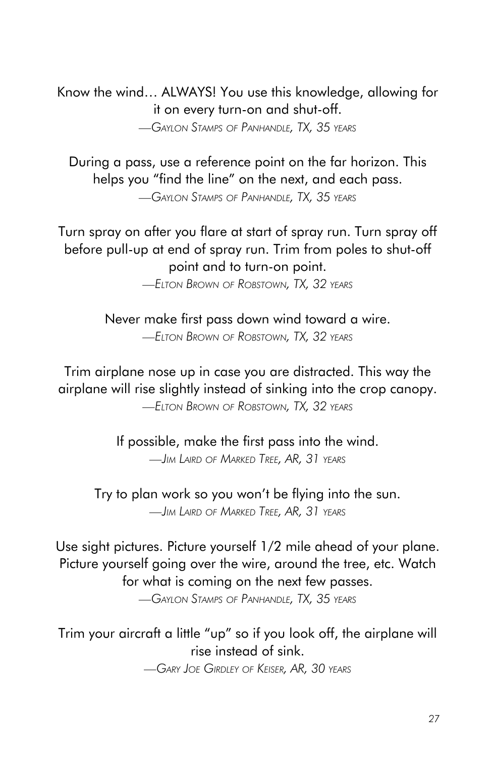Know the wind… ALWAYS! You use this knowledge, allowing for it on every turn-on and shut-off.

—*Gaylon Stamps of Panhandle, TX, 35 years*

During a pass, use a reference point on the far horizon. This helps you "find the line" on the next, and each pass.

—*Gaylon Stamps of Panhandle, TX, 35 years*

Turn spray on after you flare at start of spray run. Turn spray off before pull-up at end of spray run. Trim from poles to shut-off point and to turn-on point.

—*Elton Brown of Robstown, TX, 32 years*

Never make first pass down wind toward a wire.

—*Elton Brown of Robstown, TX, 32 years*

Trim airplane nose up in case you are distracted. This way the airplane will rise slightly instead of sinking into the crop canopy.

—*Elton Brown of Robstown, TX, 32 years*

If possible, make the first pass into the wind.

—*Jim Laird of Marked Tree, AR, 31 years*

Try to plan work so you won't be flying into the sun.

—*Jim Laird of Marked Tree, AR, 31 years*

Use sight pictures. Picture yourself 1/2 mile ahead of your plane. Picture yourself going over the wire, around the tree, etc. Watch for what is coming on the next few passes.

—*Gaylon Stamps of Panhandle, TX, 35 years*

Trim your aircraft a little "up" so if you look off, the airplane will rise instead of sink.

—*Gary Joe Girdley of Keiser, AR, 30 years*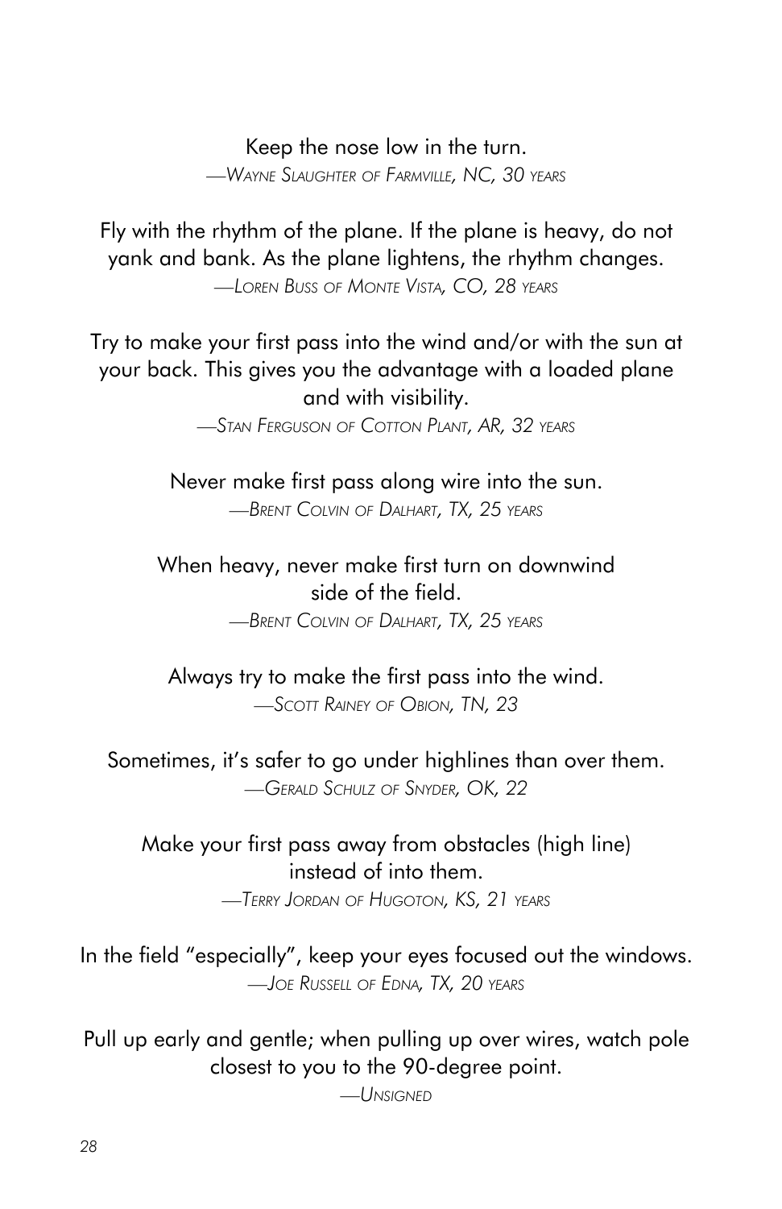Keep the nose low in the turn.

*—Wayne Slaughter of Farmville, NC, 30 years*

Fly with the rhythm of the plane. If the plane is heavy, do not yank and bank. As the plane lightens, the rhythm changes.

*—Loren Buss of Monte Vista, CO, 28 years*

Try to make your first pass into the wind and/or with the sun at your back. This gives you the advantage with a loaded plane and with visibility.

*—Stan Ferguson of Cotton Plant, AR, 32 years*

Never make first pass along wire into the sun.

*—Brent Colvin of Dalhart, TX, 25 years*

When heavy, never make first turn on downwind side of the field.

*—Brent Colvin of Dalhart, TX, 25 years*

Always try to make the first pass into the wind.

*—Scott Rainey of Obion, TN, 23*

Sometimes, it's safer to go under highlines than over them.

*—Gerald Schulz of Snyder, OK, 22*

Make your first pass away from obstacles (high line) instead of into them.

*—Terry Jordan of Hugoton, KS, 21 years*

In the field "especially", keep your eyes focused out the windows.

*—Joe Russell of Edna, TX, 20 years*

Pull up early and gentle; when pulling up over wires, watch pole closest to you to the 90-degree point.

*—Unsigned*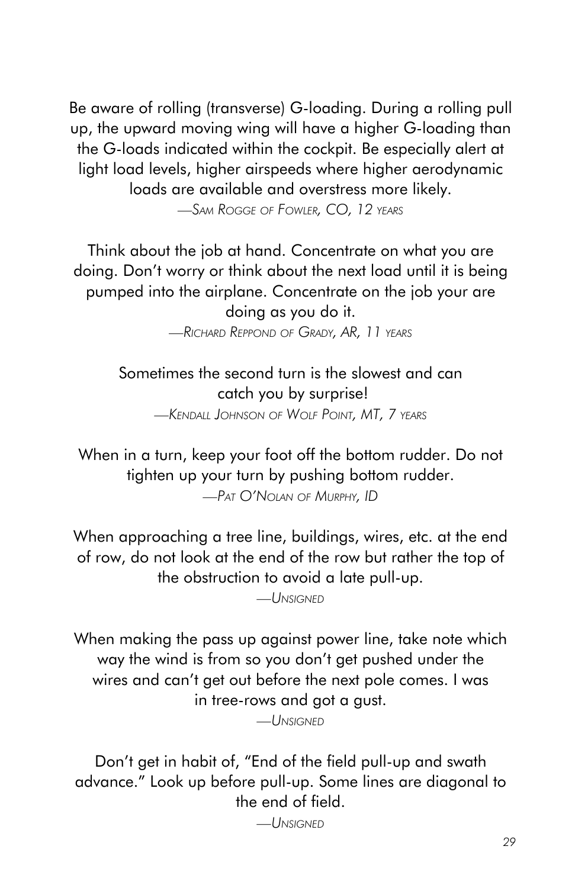Be aware of rolling (transverse) G-loading. During a rolling pull up, the upward moving wing will have a higher G-loading than the G-loads indicated within the cockpit. Be especially alert at light load levels, higher airspeeds where higher aerodynamic loads are available and overstress more likely.

*—Sam Rogge of Fowler, CO, 12 years*

Think about the job at hand. Concentrate on what you are doing. Don't worry or think about the next load until it is being pumped into the airplane. Concentrate on the job your are doing as you do it.

*—Richard Reppond of Grady, AR, 11 years*

Sometimes the second turn is the slowest and can catch you by surprise!

*—Kendall Johnson of Wolf Point, MT, 7 years*

When in a turn, keep your foot off the bottom rudder. Do not tighten up your turn by pushing bottom rudder.

*—Pat O'Nolan of Murphy, ID*

When approaching a tree line, buildings, wires, etc. at the end of row, do not look at the end of the row but rather the top of the obstruction to avoid a late pull-up.

*—Unsigned*

When making the pass up against power line, take note which way the wind is from so you don't get pushed under the wires and can't get out before the next pole comes. I was in tree-rows and got a gust.

*—Unsigned*

Don't get in habit of, "End of the field pull-up and swath advance." Look up before pull-up. Some lines are diagonal to the end of field.

*—Unsigned*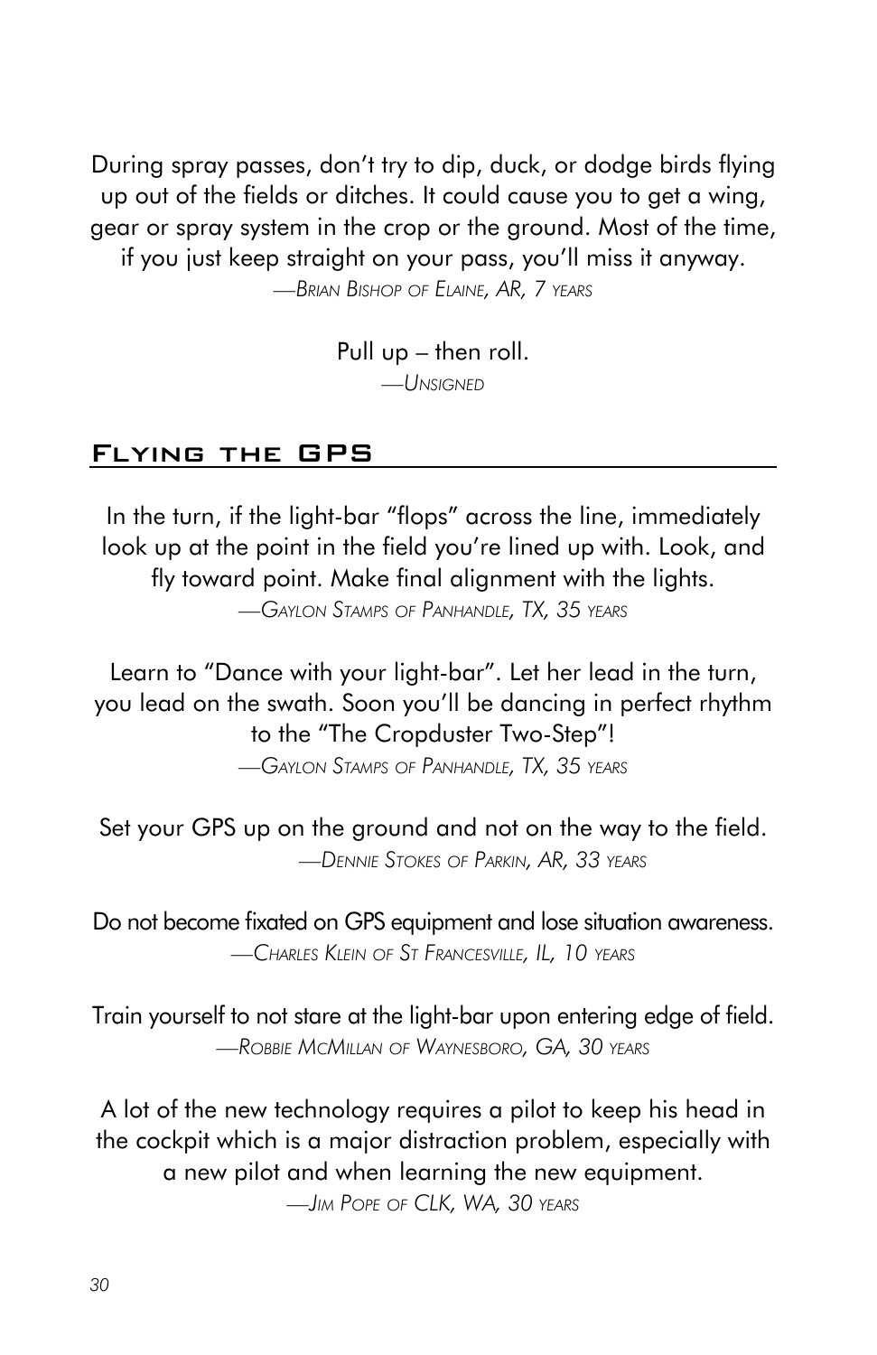During spray passes, don't try to dip, duck, or dodge birds flying up out of the fields or ditches. It could cause you to get a wing, gear or spray system in the crop or the ground. Most of the time, if you just keep straight on your pass, you'll miss it anyway.

*—Brian Bishop of Elaine, AR, 7 years*

Pull up – then roll.

*—Unsigned*

## Flying the GPS

In the turn, if the light-bar "flops" across the line, immediately look up at the point in the field you're lined up with. Look, and fly toward point. Make final alignment with the lights.

*—Gaylon Stamps of Panhandle, TX, 35 years*

Learn to "Dance with your light-bar". Let her lead in the turn, you lead on the swath. Soon you'll be dancing in perfect rhythm to the "The Cropduster Two-Step"!

*—Gaylon Stamps of Panhandle, TX, 35 years*

Set your GPS up on the ground and not on the way to the field.

*—Dennie Stokes of Parkin, AR, 33 years*

Do not become fixated on GPS equipment and lose situation awareness.

*—Charles Klein of St Francesville, IL, 10 years*

Train yourself to not stare at the light-bar upon entering edge of field.

*—Robbie McMillan of Waynesboro, GA, 30 years*

A lot of the new technology requires a pilot to keep his head in the cockpit which is a major distraction problem, especially with a new pilot and when learning the new equipment.

*—Jim Pope of CLK, WA, 30 years*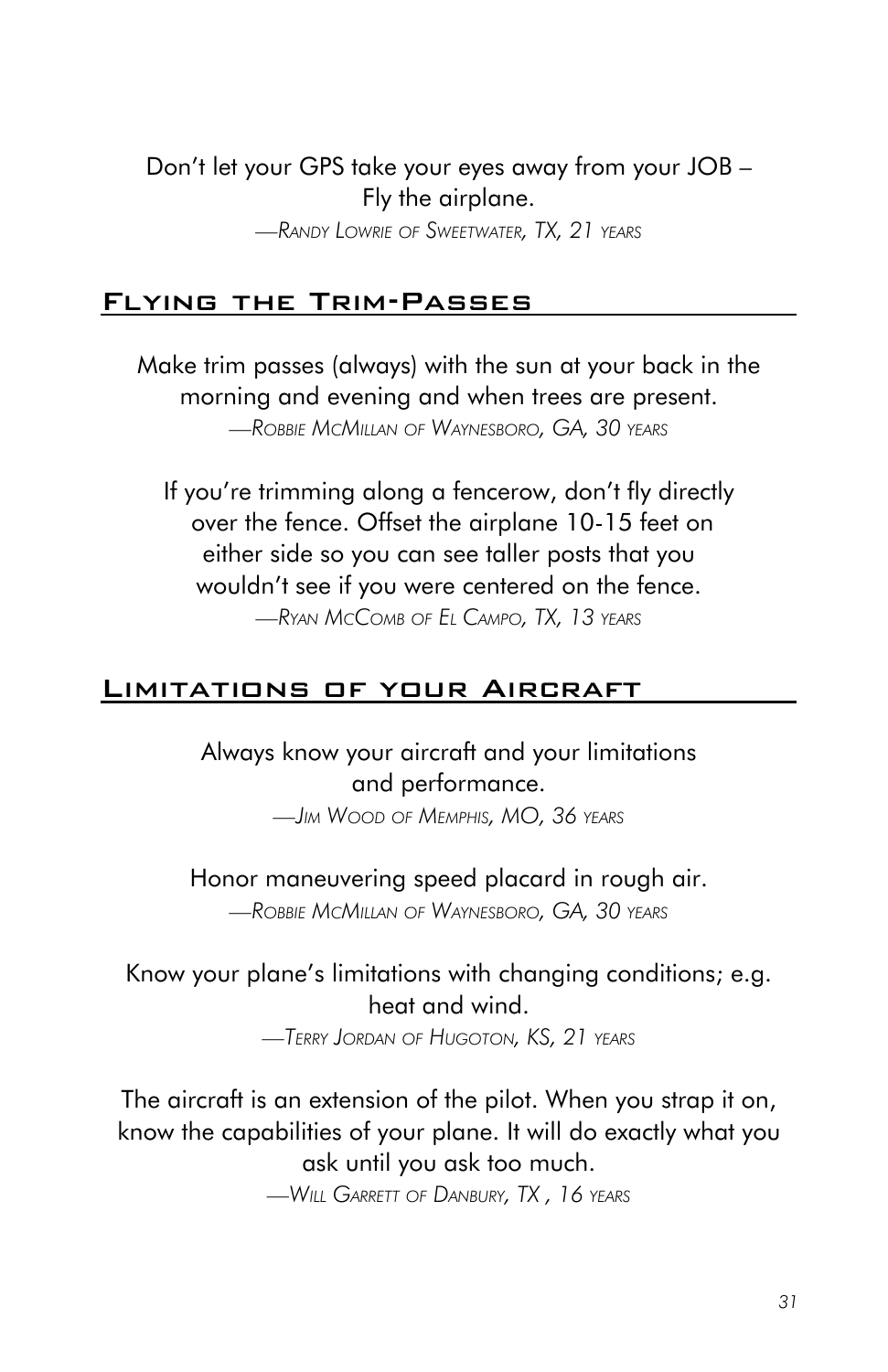Don't let your GPS take your eyes away from your JOB – Fly the airplane.

—*Randy Lowrie of Sweetwater, TX, 21 years*

## Flying the Trim-Passes

Make trim passes (always) with the sun at your back in the morning and evening and when trees are present.

—*Robbie McMillan of Waynesboro, GA, 30 years*

If you're trimming along a fencerow, don't fly directly over the fence. Offset the airplane 10-15 feet on either side so you can see taller posts that you wouldn't see if you were centered on the fence.

—*Ryan McComb of El Campo, TX, 13 years*

## Limitations of your Aircraft

Always know your aircraft and your limitations and performance.

—*Jim Wood of Memphis, MO, 36 years*

Honor maneuvering speed placard in rough air.

—*Robbie McMillan of Waynesboro, GA, 30 years*

Know your plane's limitations with changing conditions; e.g. heat and wind.

—*Terry Jordan of Hugoton, KS, 21 years*

The aircraft is an extension of the pilot. When you strap it on, know the capabilities of your plane. It will do exactly what you ask until you ask too much.

—*Will Garrett of Danbury, TX , 16 years*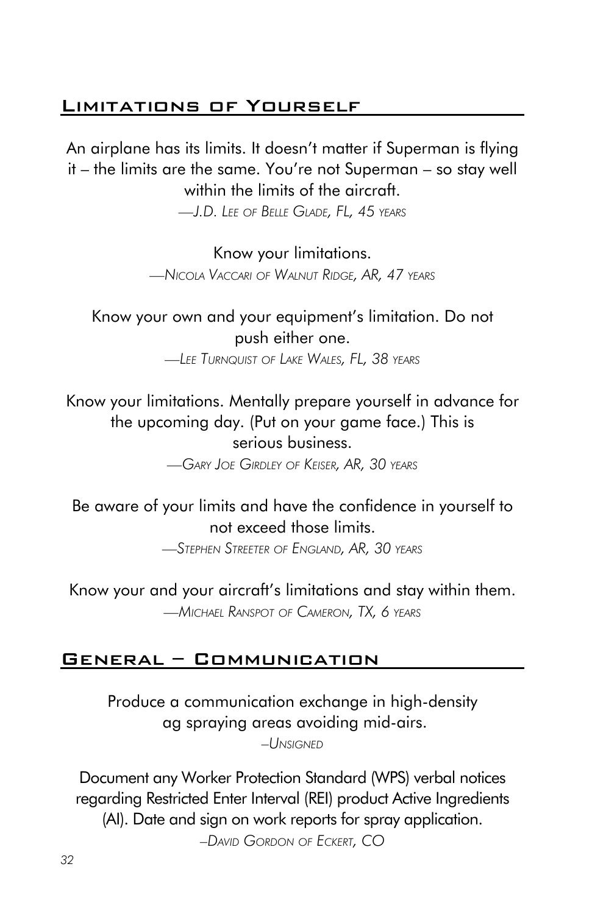## Limitations of Yourself

An airplane has its limits. It doesn't matter if Superman is flying it – the limits are the same. You're not Superman – so stay well within the limits of the aircraft.

*—J.D. Lee of Belle Glade, FL, 45 years*

Know your limitations.

*—Nicola Vaccari of Walnut Ridge, AR, 47 years*

Know your own and your equipment's limitation. Do not push either one.

*—Lee Turnquist of Lake Wales, FL, 38 years*

Know your limitations. Mentally prepare yourself in advance for the upcoming day. (Put on your game face.) This is serious business.

*—Gary Joe Girdley of Keiser, AR, 30 years*

Be aware of your limits and have the confidence in yourself to not exceed those limits.

*—Stephen Streeter of England, AR, 30 years*

Know your and your aircraft's limitations and stay within them.

*—Michael Ranspot of Cameron, TX, 6 years*

## General – Communication

Produce a communication exchange in high-density ag spraying areas avoiding mid-airs.

*–Unsigned*

Document any Worker Protection Standard (WPS) verbal notices regarding Restricted Enter Interval (REI) product Active Ingredients (AI). Date and sign on work reports for spray application.

*–David Gordon of Eckert, CO*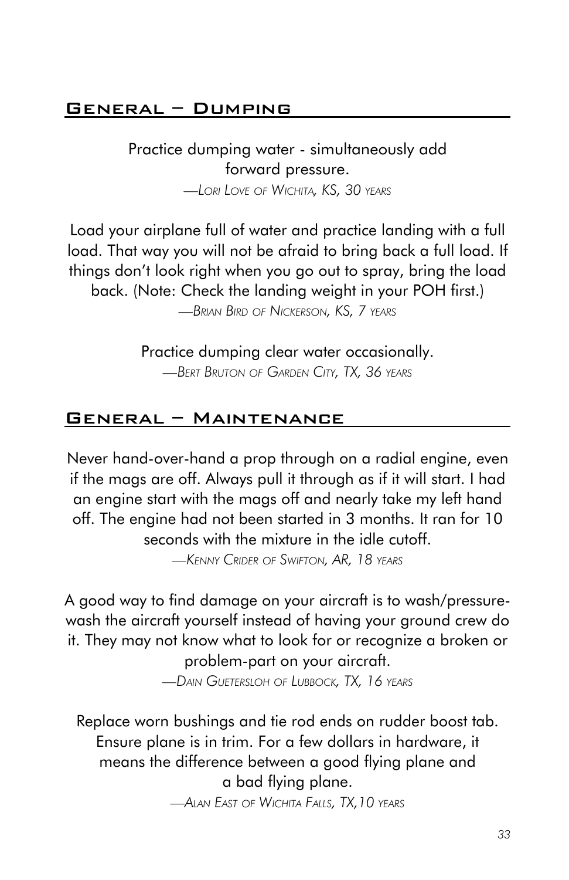## General – Dumping

Practice dumping water - simultaneously add forward pressure.

—*Lori Love of Wichita, KS, 30 years*

Load your airplane full of water and practice landing with a full load. That way you will not be afraid to bring back a full load. If things don't look right when you go out to spray, bring the load back. (Note: Check the landing weight in your POH first.)

—*Brian Bird of Nickerson, KS, 7 years*

Practice dumping clear water occasionally.

—*Bert Bruton of Garden City, TX, 36 years*

## General – Maintenance

Never hand-over-hand a prop through on a radial engine, even if the mags are off. Always pull it through as if it will start. I had an engine start with the mags off and nearly take my left hand off. The engine had not been started in 3 months. It ran for 10 seconds with the mixture in the idle cutoff.

—*Kenny Crider of Swifton, AR, 18 years*

A good way to find damage on your aircraft is to wash/pressure-wash the aircraft yourself instead of having your ground crew do it. They may not know what to look for or recognize a broken or problem-part on your aircraft.

—*Dain Guetersloh of Lubbock, TX, 16 years*

Replace worn bushings and tie rod ends on rudder boost tab. Ensure plane is in trim. For a few dollars in hardware, it means the difference between a good flying plane and a bad flying plane.

—*Alan East of Wichita Falls, TX,10 years*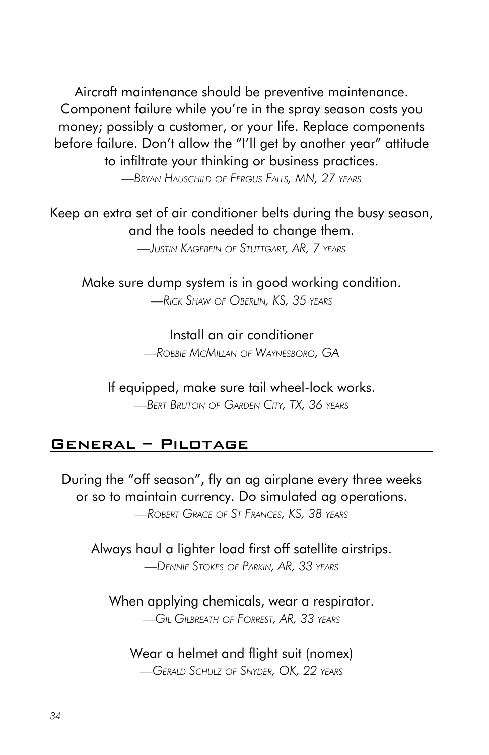Aircraft maintenance should be preventive maintenance. Component failure while you're in the spray season costs you money; possibly a customer, or your life. Replace components before failure. Don't allow the "I'll get by another year" attitude to infiltrate your thinking or business practices.

*—Bryan Hauschild of Fergus Falls, MN, 27 years*

Keep an extra set of air conditioner belts during the busy season, and the tools needed to change them.

*—Justin Kagebein of Stuttgart, AR, 7 years*

Make sure dump system is in good working condition.

*—Rick Shaw of Oberlin, KS, 35 years*

Install an air conditioner

*—Robbie McMillan of Waynesboro, GA*

If equipped, make sure tail wheel-lock works.

*—Bert Bruton of Garden City, TX, 36 years*

## General – Pilotage

During the "off season", fly an ag airplane every three weeks or so to maintain currency. Do simulated ag operations.

*—Robert Grace of St Frances, KS, 38 years*

Always haul a lighter load first off satellite airstrips.

*—Dennie Stokes of Parkin, AR, 33 years*

When applying chemicals, wear a respirator.

*—Gil Gilbreath of Forrest, AR, 33 years*

Wear a helmet and flight suit (nomex)

*—Gerald Schulz of Snyder, OK, 22 years*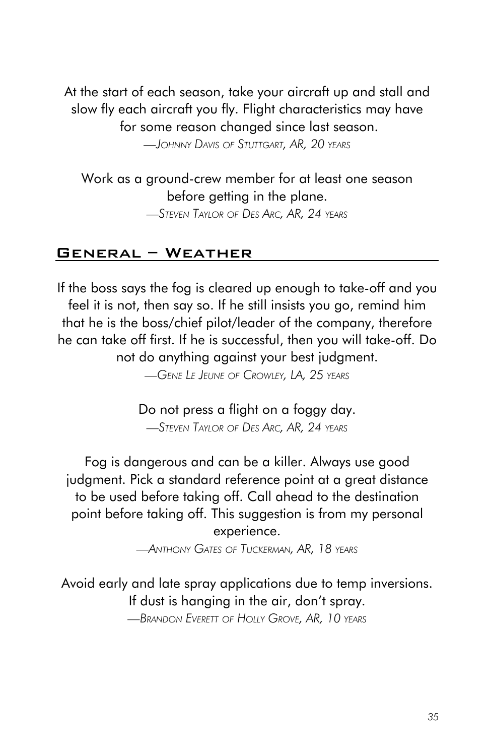At the start of each season, take your aircraft up and stall and slow fly each aircraft you fly. Flight characteristics may have for some reason changed since last season.

—*Johnny Davis of Stuttgart, AR, 20 years*

Work as a ground-crew member for at least one season before getting in the plane.

—*Steven Taylor of Des Arc, AR, 24 years*

## General – Weather

If the boss says the fog is cleared up enough to take-off and you feel it is not, then say so. If he still insists you go, remind him that he is the boss/chief pilot/leader of the company, therefore he can take off first. If he is successful, then you will take-off. Do not do anything against your best judgment.

—*Gene Le Jeune of Crowley, LA, 25 years*

Do not press a flight on a foggy day.

—*Steven Taylor of Des Arc, AR, 24 years*

Fog is dangerous and can be a killer. Always use good judgment. Pick a standard reference point at a great distance to be used before taking off. Call ahead to the destination point before taking off. This suggestion is from my personal experience.

—*Anthony Gates of Tuckerman, AR, 18 years*

Avoid early and late spray applications due to temp inversions. If dust is hanging in the air, don't spray.

—*Brandon Everett of Holly Grove, AR, 10 years*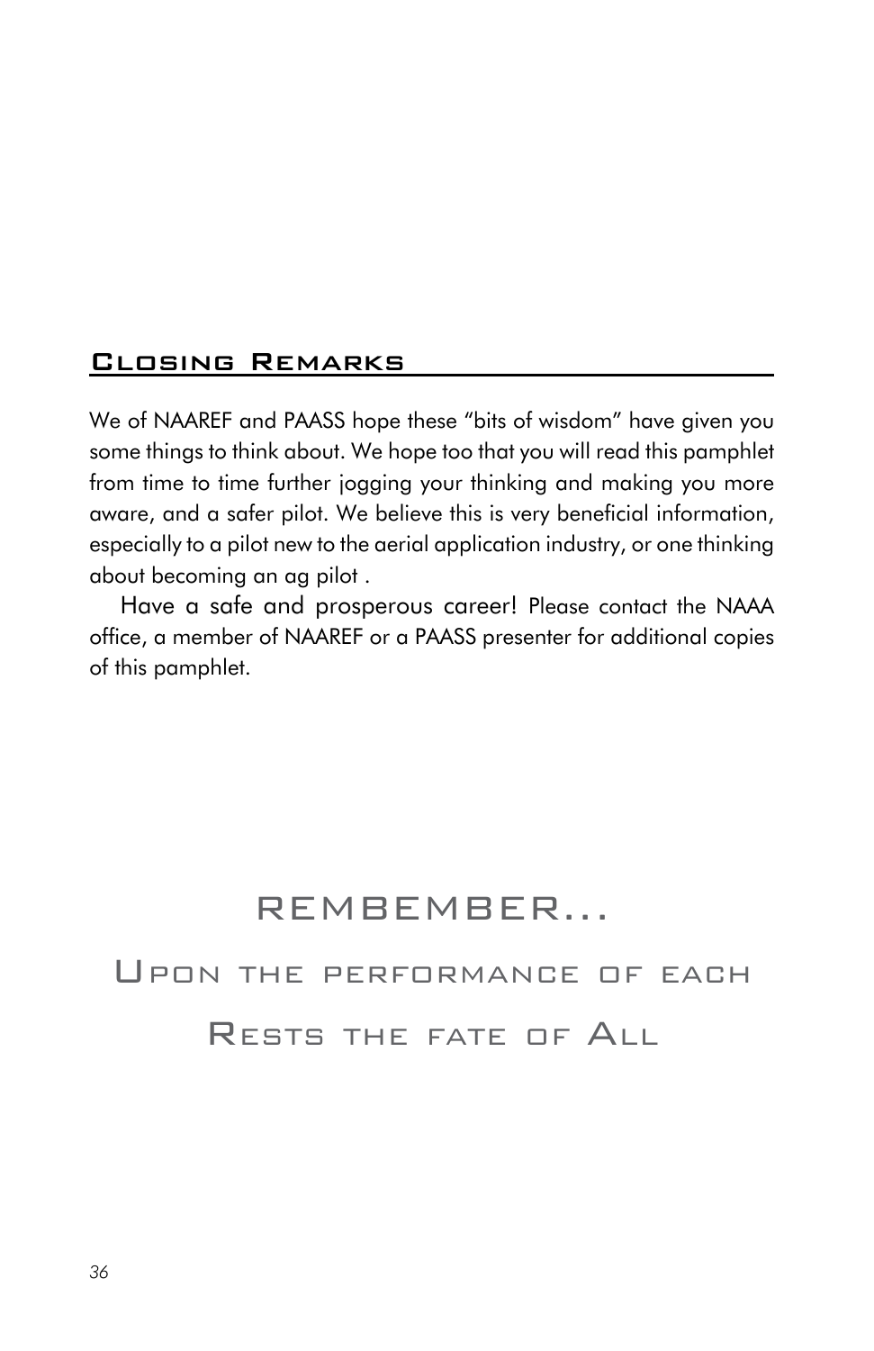## Closing Remarks

We of NAAREF and PAASS hope these "bits of wisdom" have given you some things to think about. We hope too that you will read this pamphlet from time to time further jogging your thinking and making you more aware, and a safer pilot. We believe this is very beneficial information, especially to a pilot new to the aerial application industry, or one thinking about becoming an ag pilot .

Have a safe and prosperous career! Please contact the NAAA office, a member of NAAREF or a PAASS presenter for additional copies of this pamphlet.

REMBEMBER...

Upon the performance of each

Rests the fate of All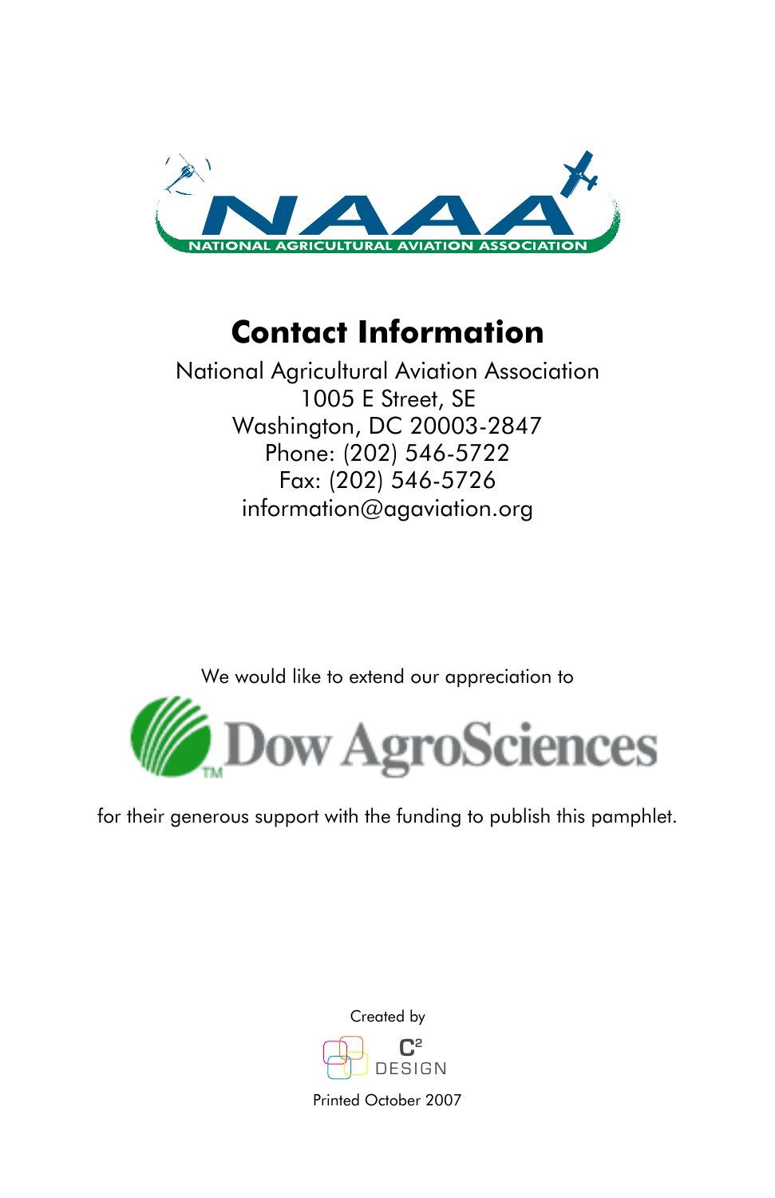NAAA

NATIONAL AGRICULTURAL AVIATION ASSOCIATION

# Contact Information

National Agricultural Aviation Association
1005 E Street, SE
Washington, DC 20003-2847
Phone: (202) 546-5722
Fax: (202) 546-5726
information@agaviation.org

We would like to extend our appreciation to

Dow AgroSciences

for their generous support with the funding to publish this pamphlet.

Created by

C² DESIGN

Printed October 2007